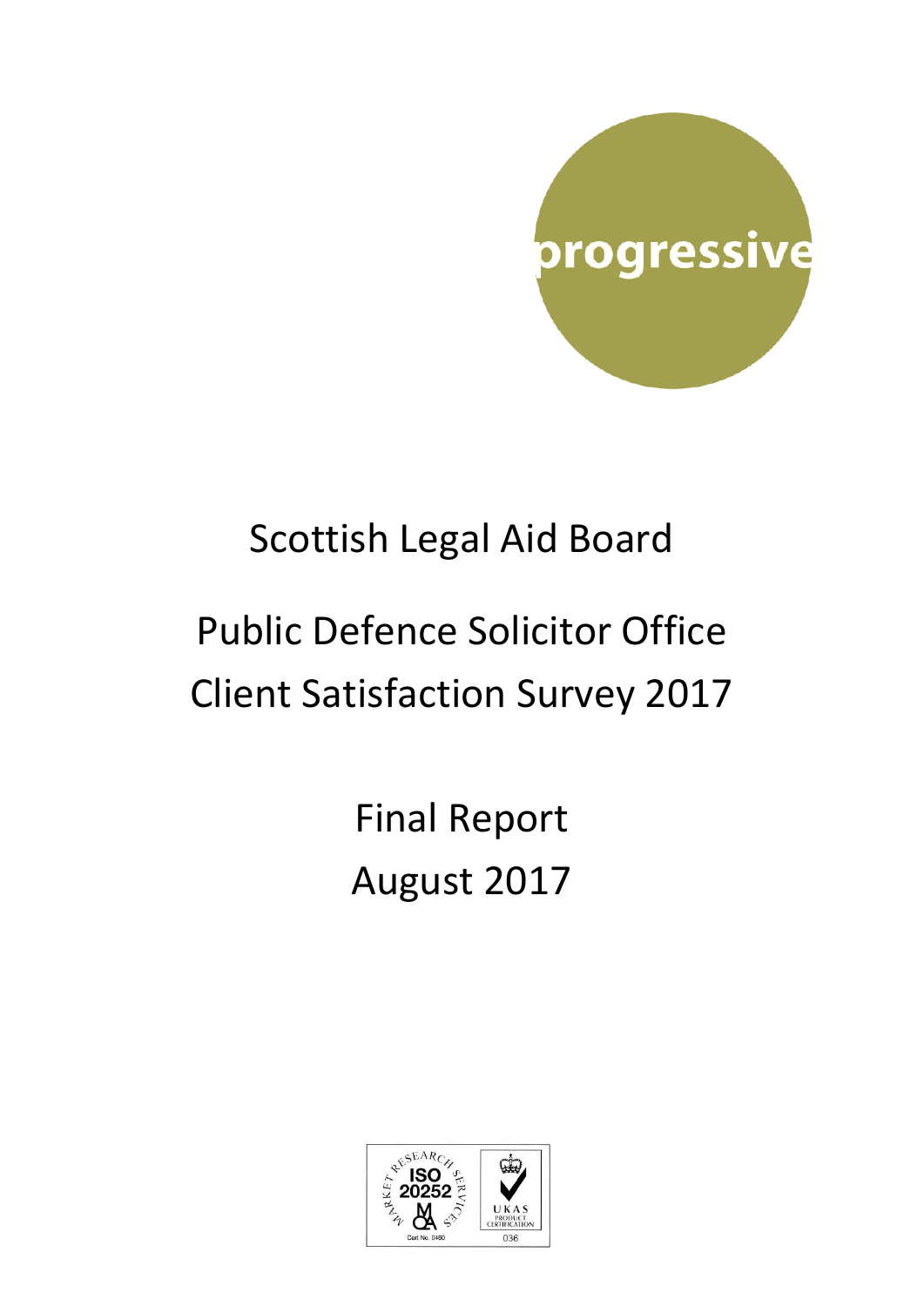progressive

# Scottish Legal Aid Board

# Public Defence Solicitor Office Client Satisfaction Survey 2017

## Final Report
## August 2017

MARKET RESEARCH SERVICES ISO 20252 MQA Cert No. 0460

UKAS PRODUCT CERTIFICATION 036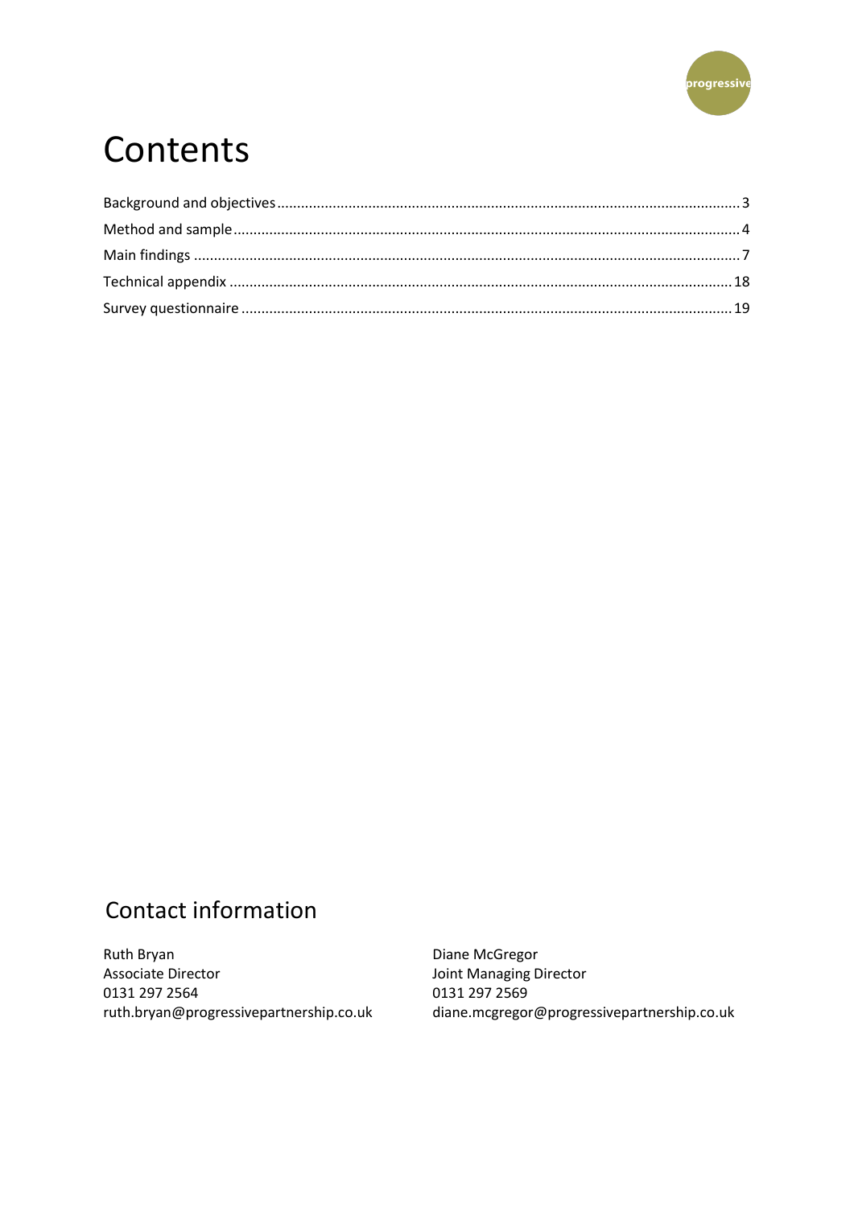# Contents

Background and objectives ........ 3
Method and sample ........ 4
Main findings ........ 7
Technical appendix ........ 18
Survey questionnaire ........ 19

## Contact information

Ruth Bryan
Associate Director
0131 297 2564
ruth.bryan@progressivepartnership.co.uk

Diane McGregor
Joint Managing Director
0131 297 2569
diane.mcgregor@progressivepartnership.co.uk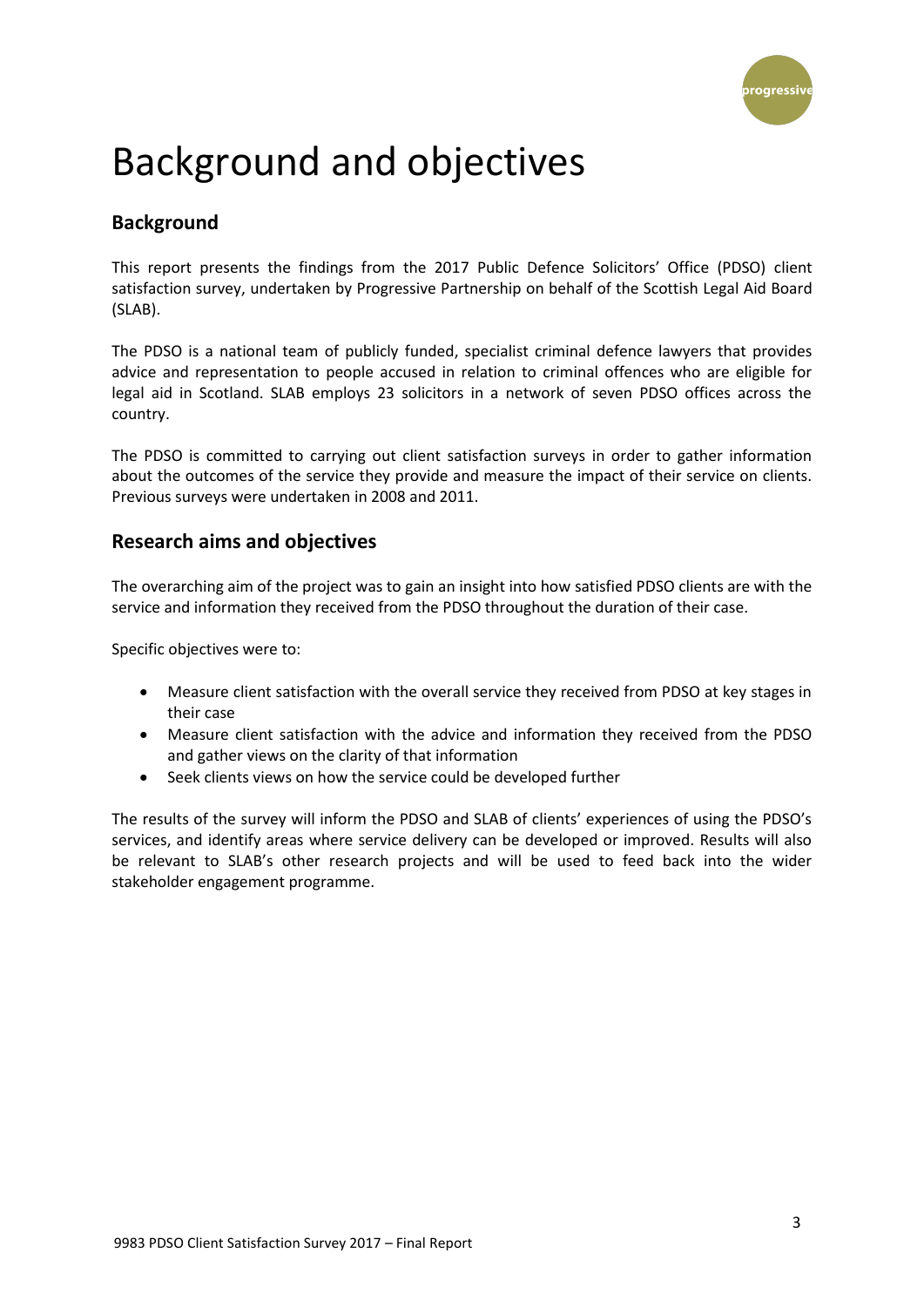# Background and objectives

## Background

This report presents the findings from the 2017 Public Defence Solicitors' Office (PDSO) client satisfaction survey, undertaken by Progressive Partnership on behalf of the Scottish Legal Aid Board (SLAB).

The PDSO is a national team of publicly funded, specialist criminal defence lawyers that provides advice and representation to people accused in relation to criminal offences who are eligible for legal aid in Scotland. SLAB employs 23 solicitors in a network of seven PDSO offices across the country.

The PDSO is committed to carrying out client satisfaction surveys in order to gather information about the outcomes of the service they provide and measure the impact of their service on clients. Previous surveys were undertaken in 2008 and 2011.

## Research aims and objectives

The overarching aim of the project was to gain an insight into how satisfied PDSO clients are with the service and information they received from the PDSO throughout the duration of their case.

Specific objectives were to:

- Measure client satisfaction with the overall service they received from PDSO at key stages in their case
- Measure client satisfaction with the advice and information they received from the PDSO and gather views on the clarity of that information
- Seek clients views on how the service could be developed further

The results of the survey will inform the PDSO and SLAB of clients' experiences of using the PDSO's services, and identify areas where service delivery can be developed or improved. Results will also be relevant to SLAB's other research projects and will be used to feed back into the wider stakeholder engagement programme.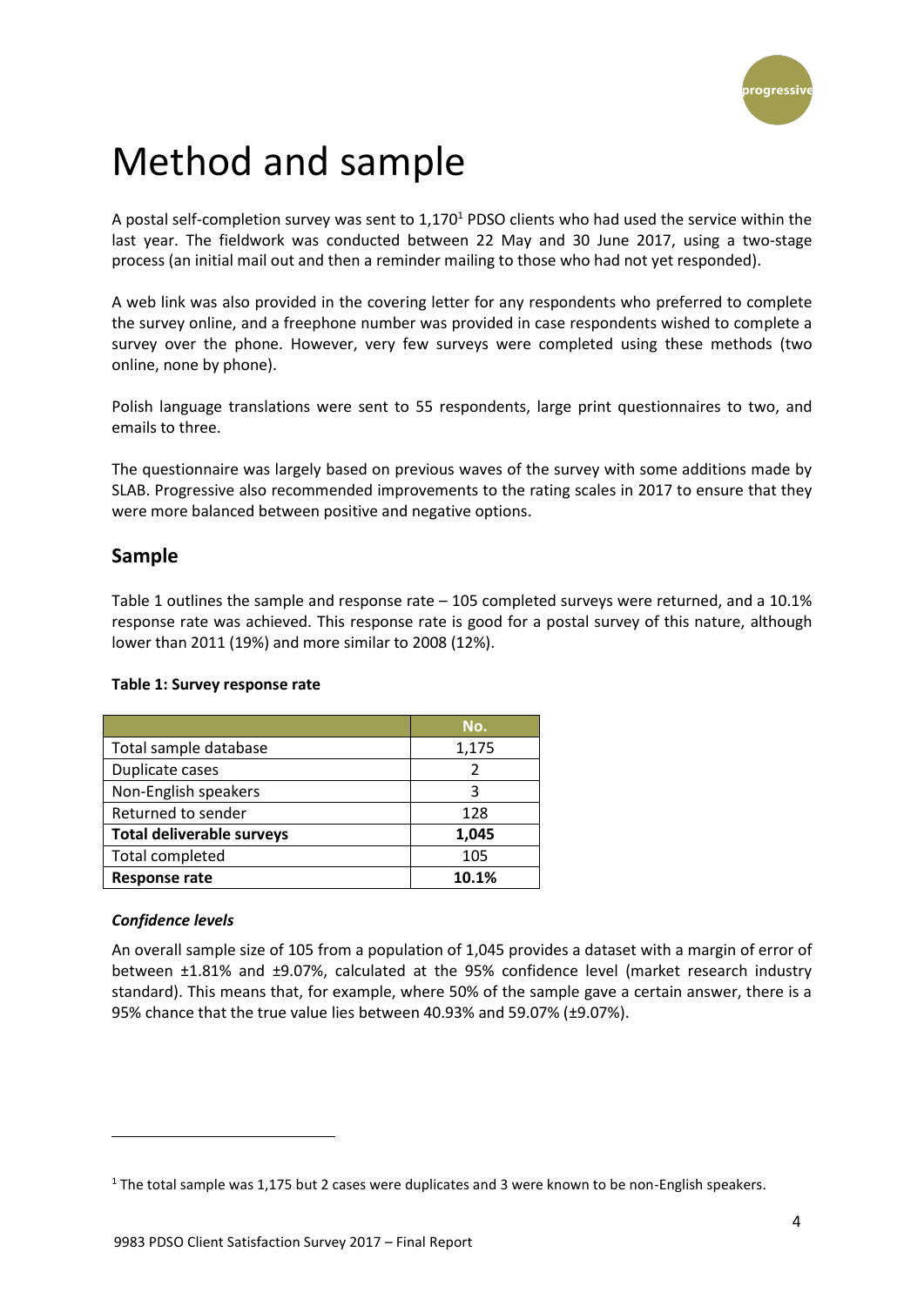# Method and sample

A postal self-completion survey was sent to 1,170[1] PDSO clients who had used the service within the last year. The fieldwork was conducted between 22 May and 30 June 2017, using a two-stage process (an initial mail out and then a reminder mailing to those who had not yet responded).

A web link was also provided in the covering letter for any respondents who preferred to complete the survey online, and a freephone number was provided in case respondents wished to complete a survey over the phone. However, very few surveys were completed using these methods (two online, none by phone).

Polish language translations were sent to 55 respondents, large print questionnaires to two, and emails to three.

The questionnaire was largely based on previous waves of the survey with some additions made by SLAB. Progressive also recommended improvements to the rating scales in 2017 to ensure that they were more balanced between positive and negative options.

## Sample

Table 1 outlines the sample and response rate – 105 completed surveys were returned, and a 10.1% response rate was achieved. This response rate is good for a postal survey of this nature, although lower than 2011 (19%) and more similar to 2008 (12%).

**Table 1: Survey response rate**

| | No. |
|---|---|
| Total sample database | 1,175 |
| Duplicate cases | 2 |
| Non-English speakers | 3 |
| Returned to sender | 128 |
| **Total deliverable surveys** | **1,045** |
| Total completed | 105 |
| **Response rate** | **10.1%** |

### *Confidence levels*

An overall sample size of 105 from a population of 1,045 provides a dataset with a margin of error of between ±1.81% and ±9.07%, calculated at the 95% confidence level (market research industry standard). This means that, for example, where 50% of the sample gave a certain answer, there is a 95% chance that the true value lies between 40.93% and 59.07% (±9.07%).

[1] The total sample was 1,175 but 2 cases were duplicates and 3 were known to be non-English speakers.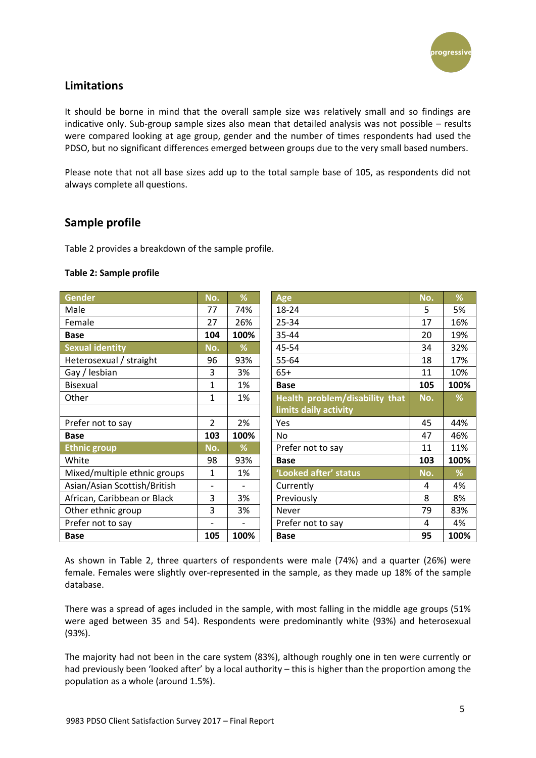## Limitations

It should be borne in mind that the overall sample size was relatively small and so findings are indicative only. Sub-group sample sizes also mean that detailed analysis was not possible – results were compared looking at age group, gender and the number of times respondents had used the PDSO, but no significant differences emerged between groups due to the very small based numbers.

Please note that not all base sizes add up to the total sample base of 105, as respondents did not always complete all questions.

## Sample profile

Table 2 provides a breakdown of the sample profile.

**Table 2: Sample profile**

| Gender | No. | % |
|---|---|---|
| Male | 77 | 74% |
| Female | 27 | 26% |
| **Base** | **104** | **100%** |
| **Sexual identity** | **No.** | **%** |
| Heterosexual / straight | 96 | 93% |
| Gay / lesbian | 3 | 3% |
| Bisexual | 1 | 1% |
| Other | 1 | 1% |
| | | |
| Prefer not to say | 2 | 2% |
| **Base** | **103** | **100%** |
| **Ethnic group** | **No.** | **%** |
| White | 98 | 93% |
| Mixed/multiple ethnic groups | 1 | 1% |
| Asian/Asian Scottish/British | - | - |
| African, Caribbean or Black | 3 | 3% |
| Other ethnic group | 3 | 3% |
| Prefer not to say | - | - |
| **Base** | **105** | **100%** |

| Age | No. | % |
|---|---|---|
| 18-24 | 5 | 5% |
| 25-34 | 17 | 16% |
| 35-44 | 20 | 19% |
| 45-54 | 34 | 32% |
| 55-64 | 18 | 17% |
| 65+ | 11 | 10% |
| **Base** | **105** | **100%** |
| **Health problem/disability that limits daily activity** | **No.** | **%** |
| Yes | 45 | 44% |
| No | 47 | 46% |
| Prefer not to say | 11 | 11% |
| **Base** | **103** | **100%** |
| **'Looked after' status** | **No.** | **%** |
| Currently | 4 | 4% |
| Previously | 8 | 8% |
| Never | 79 | 83% |
| Prefer not to say | 4 | 4% |
| **Base** | **95** | **100%** |

As shown in Table 2, three quarters of respondents were male (74%) and a quarter (26%) were female. Females were slightly over-represented in the sample, as they made up 18% of the sample database.

There was a spread of ages included in the sample, with most falling in the middle age groups (51% were aged between 35 and 54). Respondents were predominantly white (93%) and heterosexual (93%).

The majority had not been in the care system (83%), although roughly one in ten were currently or had previously been 'looked after' by a local authority – this is higher than the proportion among the population as a whole (around 1.5%).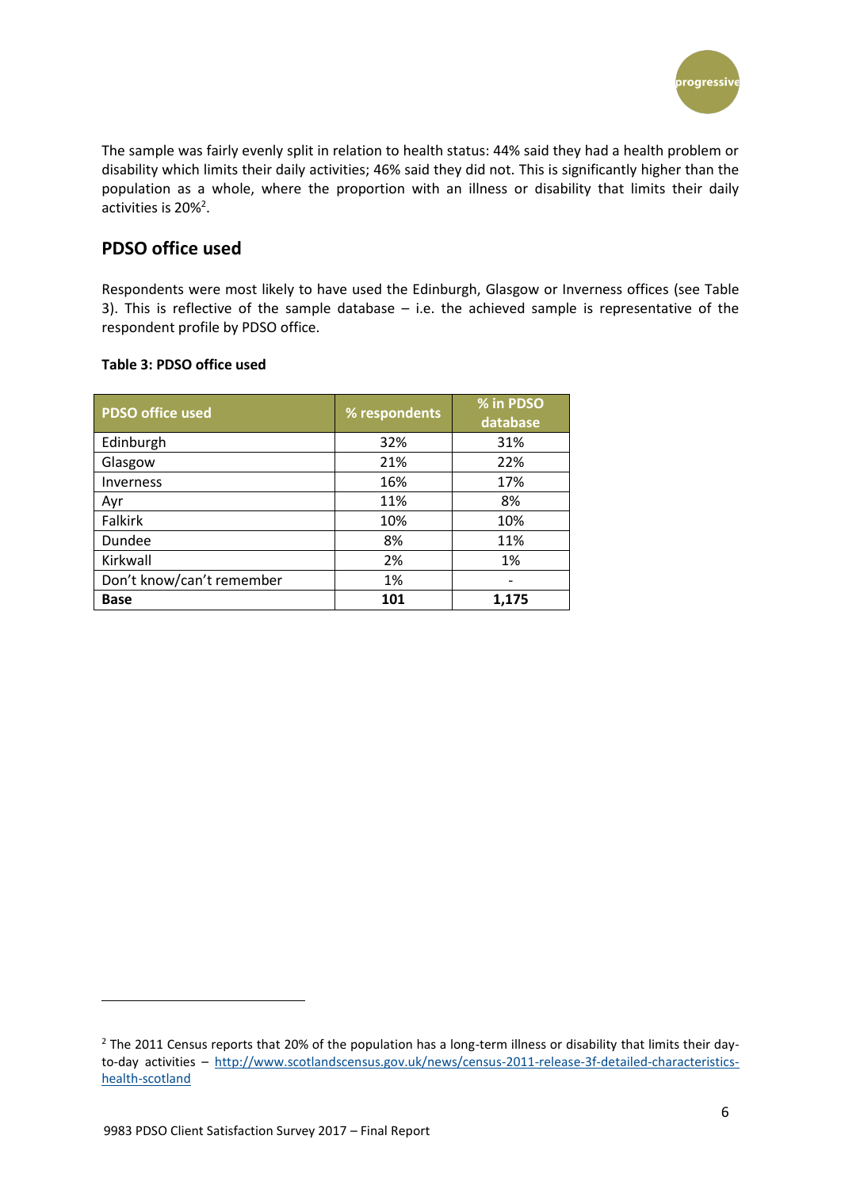The sample was fairly evenly split in relation to health status: 44% said they had a health problem or disability which limits their daily activities; 46% said they did not. This is significantly higher than the population as a whole, where the proportion with an illness or disability that limits their daily activities is 20%[2].

## PDSO office used

Respondents were most likely to have used the Edinburgh, Glasgow or Inverness offices (see Table 3). This is reflective of the sample database – i.e. the achieved sample is representative of the respondent profile by PDSO office.

**Table 3: PDSO office used**

| PDSO office used | % respondents | % in PDSO database |
|---|---|---|
| Edinburgh | 32% | 31% |
| Glasgow | 21% | 22% |
| Inverness | 16% | 17% |
| Ayr | 11% | 8% |
| Falkirk | 10% | 10% |
| Dundee | 8% | 11% |
| Kirkwall | 2% | 1% |
| Don't know/can't remember | 1% | - |
| **Base** | **101** | **1,175** |

[2] The 2011 Census reports that 20% of the population has a long-term illness or disability that limits their day-to-day activities – http://www.scotlandscensus.gov.uk/news/census-2011-release-3f-detailed-characteristics-health-scotland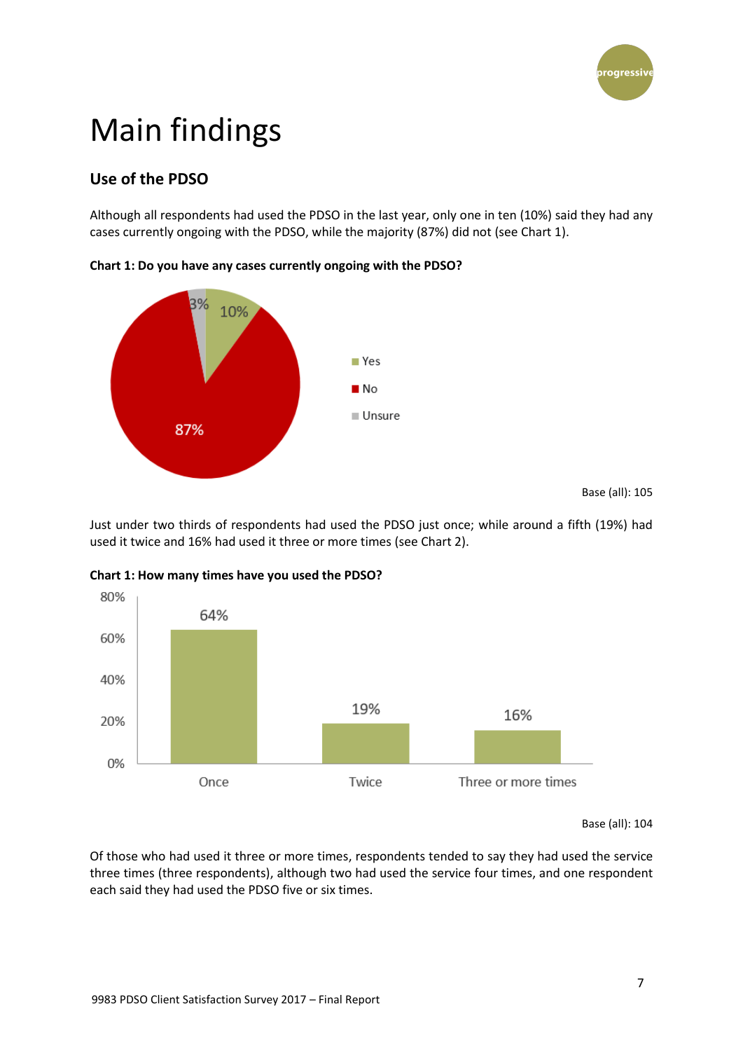# Main findings

## Use of the PDSO

Although all respondents had used the PDSO in the last year, only one in ten (10%) said they had any cases currently ongoing with the PDSO, while the majority (87%) did not (see Chart 1).

**Chart 1: Do you have any cases currently ongoing with the PDSO?**

| Response | % |
|---|---|
| Yes | 10% |
| No | 87% |
| Unsure | 3% |

Base (all): 105

Just under two thirds of respondents had used the PDSO just once; while around a fifth (19%) had used it twice and 16% had used it three or more times (see Chart 2).

**Chart 1: How many times have you used the PDSO?**

| Response | % |
|---|---|
| Once | 64% |
| Twice | 19% |
| Three or more times | 16% |

Base (all): 104

Of those who had used it three or more times, respondents tended to say they had used the service three times (three respondents), although two had used the service four times, and one respondent each said they had used the PDSO five or six times.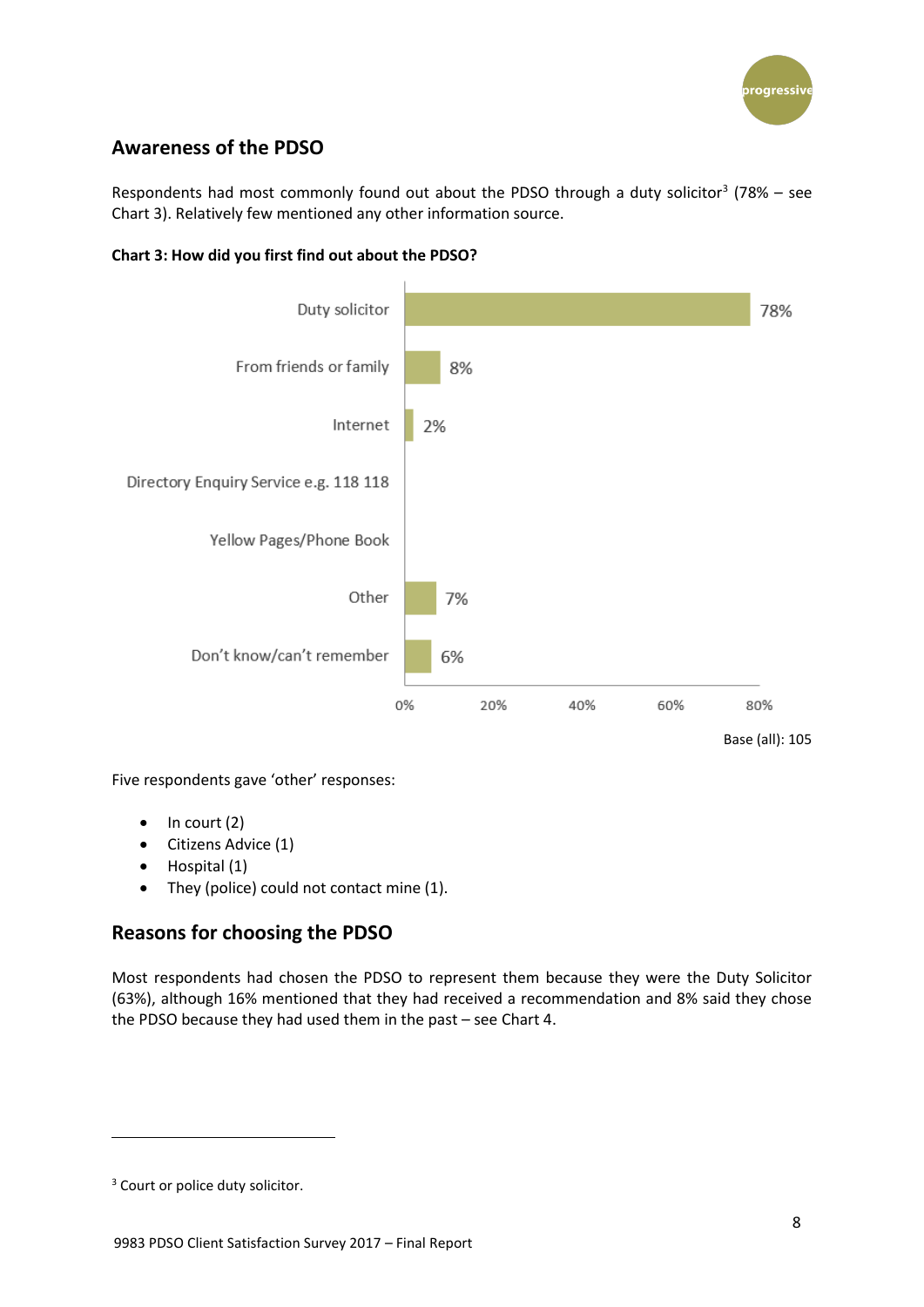## Awareness of the PDSO

Respondents had most commonly found out about the PDSO through a duty solicitor[3] (78% – see Chart 3). Relatively few mentioned any other information source.

**Chart 3: How did you first find out about the PDSO?**

| Source | % |
|---|---|
| Duty solicitor | 78% |
| From friends or family | 8% |
| Internet | 2% |
| Directory Enquiry Service e.g. 118 118 | |
| Yellow Pages/Phone Book | |
| Other | 7% |
| Don't know/can't remember | 6% |

Base (all): 105

Five respondents gave 'other' responses:

- In court (2)
- Citizens Advice (1)
- Hospital (1)
- They (police) could not contact mine (1).

## Reasons for choosing the PDSO

Most respondents had chosen the PDSO to represent them because they were the Duty Solicitor (63%), although 16% mentioned that they had received a recommendation and 8% said they chose the PDSO because they had used them in the past – see Chart 4.

[3] Court or police duty solicitor.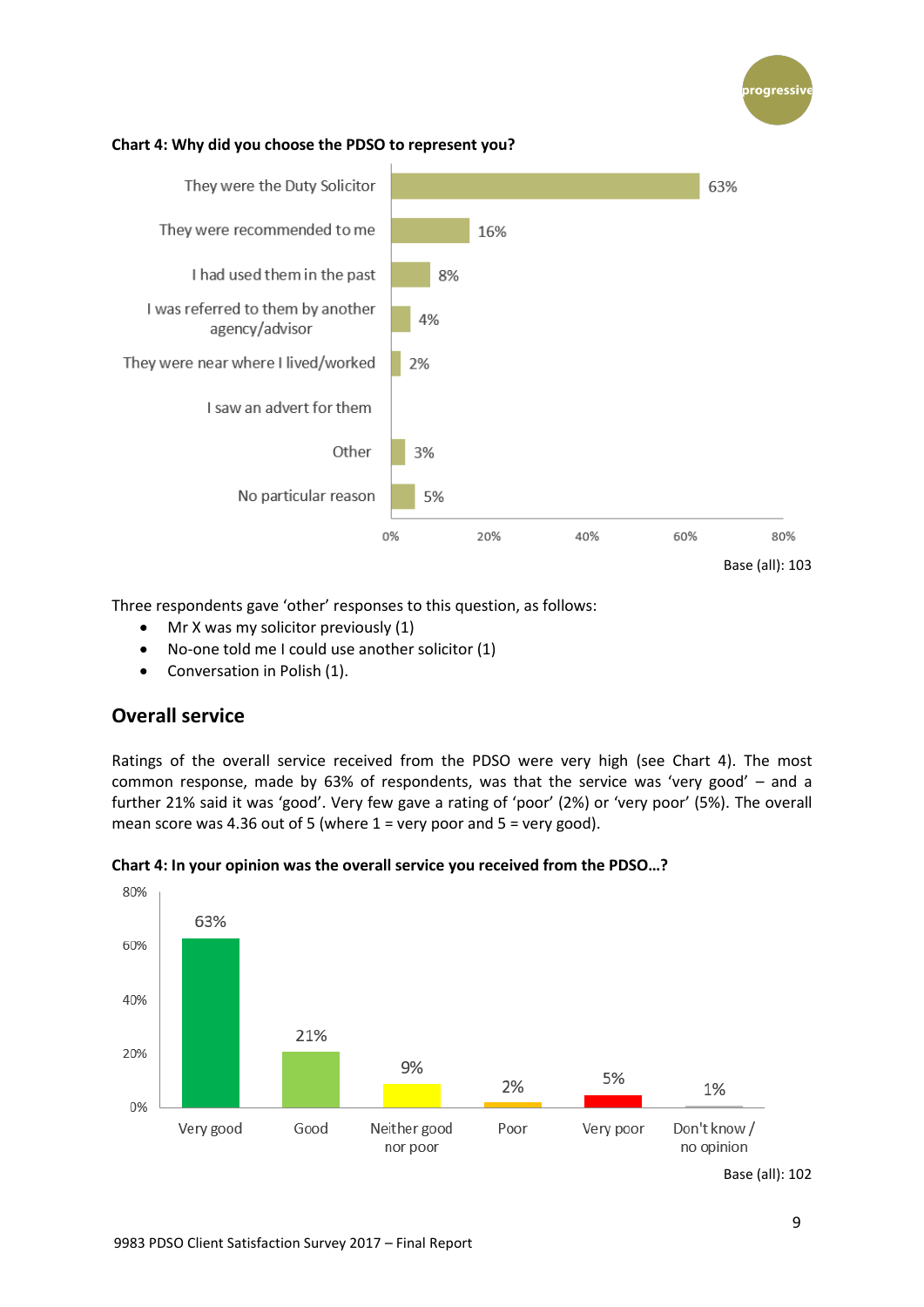**Chart 4: Why did you choose the PDSO to represent you?**

| Reason | % |
|---|---|
| They were the Duty Solicitor | 63% |
| They were recommended to me | 16% |
| I had used them in the past | 8% |
| I was referred to them by another agency/advisor | 4% |
| They were near where I lived/worked | 2% |
| I saw an advert for them | |
| Other | 3% |
| No particular reason | 5% |

Base (all): 103

Three respondents gave 'other' responses to this question, as follows:

- Mr X was my solicitor previously (1)
- No-one told me I could use another solicitor (1)
- Conversation in Polish (1).

## Overall service

Ratings of the overall service received from the PDSO were very high (see Chart 4). The most common response, made by 63% of respondents, was that the service was 'very good' – and a further 21% said it was 'good'. Very few gave a rating of 'poor' (2%) or 'very poor' (5%). The overall mean score was 4.36 out of 5 (where 1 = very poor and 5 = very good).

**Chart 4: In your opinion was the overall service you received from the PDSO…?**

| Rating | % |
|---|---|
| Very good | 63% |
| Good | 21% |
| Neither good nor poor | 9% |
| Poor | 2% |
| Very poor | 5% |
| Don't know / no opinion | 1% |

Base (all): 102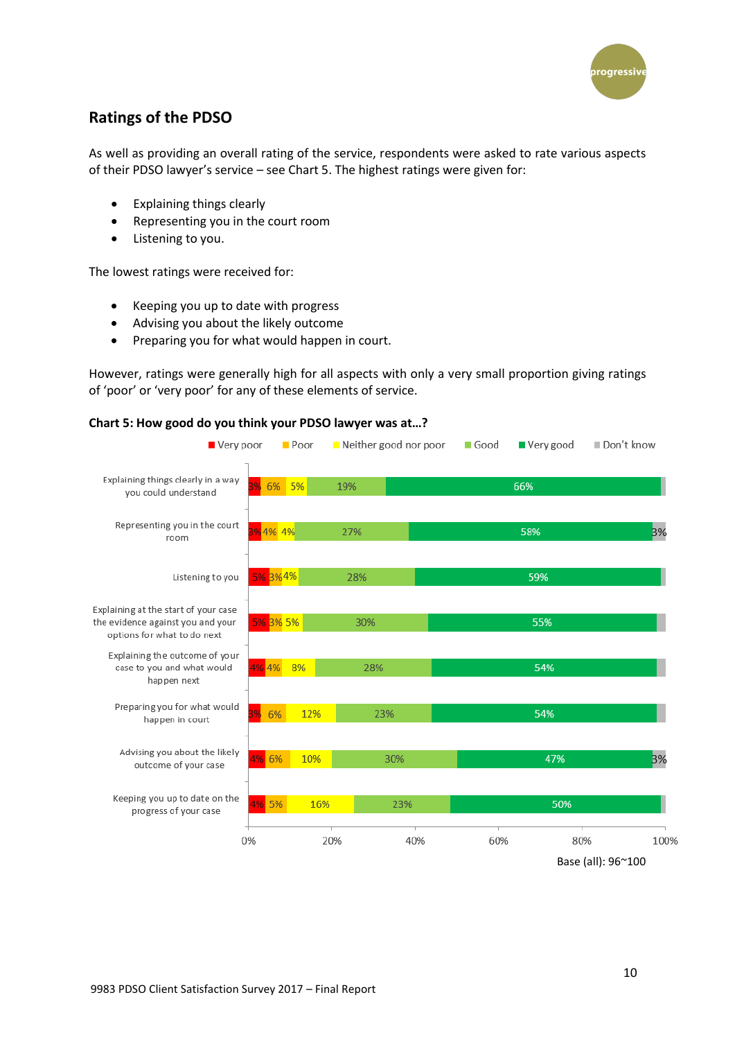## Ratings of the PDSO

As well as providing an overall rating of the service, respondents were asked to rate various aspects of their PDSO lawyer's service – see Chart 5. The highest ratings were given for:

- Explaining things clearly
- Representing you in the court room
- Listening to you.

The lowest ratings were received for:

- Keeping you up to date with progress
- Advising you about the likely outcome
- Preparing you for what would happen in court.

However, ratings were generally high for all aspects with only a very small proportion giving ratings of 'poor' or 'very poor' for any of these elements of service.

**Chart 5: How good do you think your PDSO lawyer was at…?**

| | Very poor | Poor | Neither good nor poor | Good | Very good | Don't know |
|---|---|---|---|---|---|---|
| Explaining things clearly in a way you could understand | 3% | 6% | 5% | 19% | 66% | |
| Representing you in the court room | 3% | 4% | 4% | 27% | 58% | 3% |
| Listening to you | 5% | 3% | 4% | 28% | 59% | |
| Explaining at the start of your case the evidence against you and your options for what to do next | 5% | 3% | 5% | 30% | 55% | |
| Explaining the outcome of your case to you and what would happen next | 4% | 4% | 8% | 28% | 54% | |
| Preparing you for what would happen in court | 3% | 6% | 12% | 23% | 54% | |
| Advising you about the likely outcome of your case | 4% | 6% | 10% | 30% | 47% | 3% |
| Keeping you up to date on the progress of your case | 4% | 5% | 16% | 23% | 50% | |

Base (all): 96~100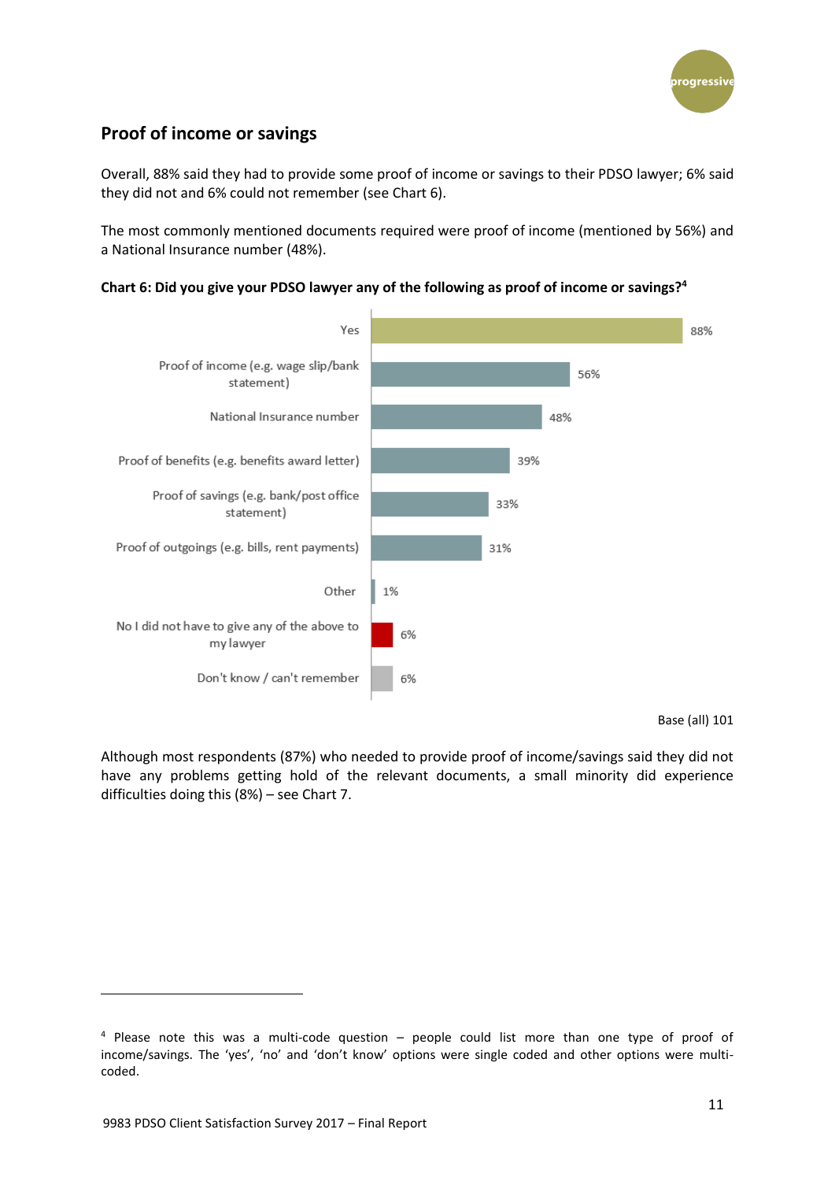## Proof of income or savings

Overall, 88% said they had to provide some proof of income or savings to their PDSO lawyer; 6% said they did not and 6% could not remember (see Chart 6).

The most commonly mentioned documents required were proof of income (mentioned by 56%) and a National Insurance number (48%).

**Chart 6: Did you give your PDSO lawyer any of the following as proof of income or savings?[4]**

| Response | % |
|---|---|
| Yes | 88% |
| Proof of income (e.g. wage slip/bank statement) | 56% |
| National Insurance number | 48% |
| Proof of benefits (e.g. benefits award letter) | 39% |
| Proof of savings (e.g. bank/post office statement) | 33% |
| Proof of outgoings (e.g. bills, rent payments) | 31% |
| Other | 1% |
| No I did not have to give any of the above to my lawyer | 6% |
| Don't know / can't remember | 6% |

Base (all) 101

Although most respondents (87%) who needed to provide proof of income/savings said they did not have any problems getting hold of the relevant documents, a small minority did experience difficulties doing this (8%) – see Chart 7.

---

[4] Please note this was a multi-code question – people could list more than one type of proof of income/savings. The 'yes', 'no' and 'don't know' options were single coded and other options were multi-coded.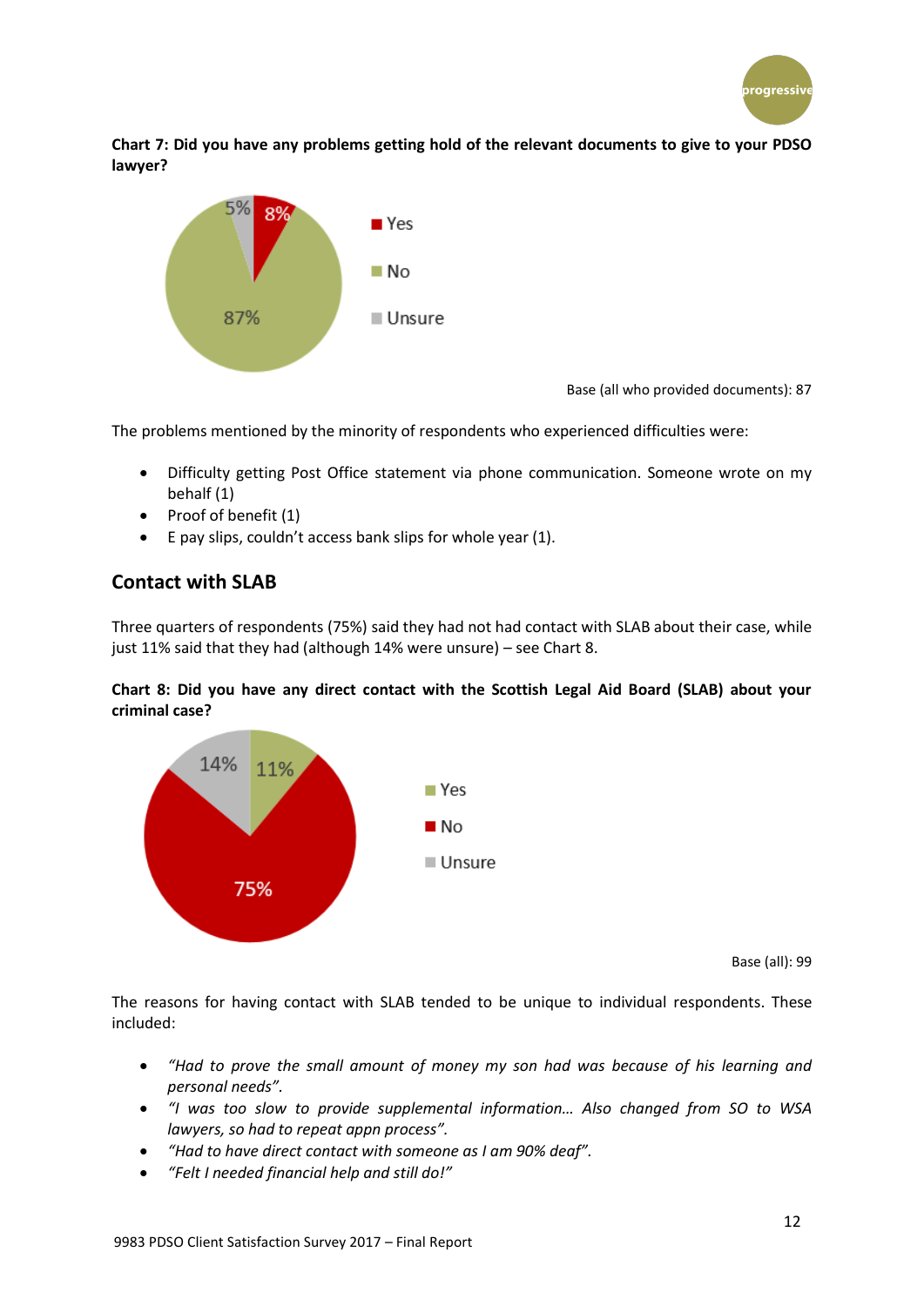**Chart 7: Did you have any problems getting hold of the relevant documents to give to your PDSO lawyer?**

| Response | % |
|---|---|
| Yes | 8% |
| No | 87% |
| Unsure | 5% |

Base (all who provided documents): 87

The problems mentioned by the minority of respondents who experienced difficulties were:

- Difficulty getting Post Office statement via phone communication. Someone wrote on my behalf (1)
- Proof of benefit (1)
- E pay slips, couldn't access bank slips for whole year (1).

## Contact with SLAB

Three quarters of respondents (75%) said they had not had contact with SLAB about their case, while just 11% said that they had (although 14% were unsure) – see Chart 8.

**Chart 8: Did you have any direct contact with the Scottish Legal Aid Board (SLAB) about your criminal case?**

| Response | % |
|---|---|
| Yes | 11% |
| No | 75% |
| Unsure | 14% |

Base (all): 99

The reasons for having contact with SLAB tended to be unique to individual respondents. These included:

- *"Had to prove the small amount of money my son had was because of his learning and personal needs".*
- *"I was too slow to provide supplemental information… Also changed from SO to WSA lawyers, so had to repeat appn process".*
- *"Had to have direct contact with someone as I am 90% deaf".*
- *"Felt I needed financial help and still do!"*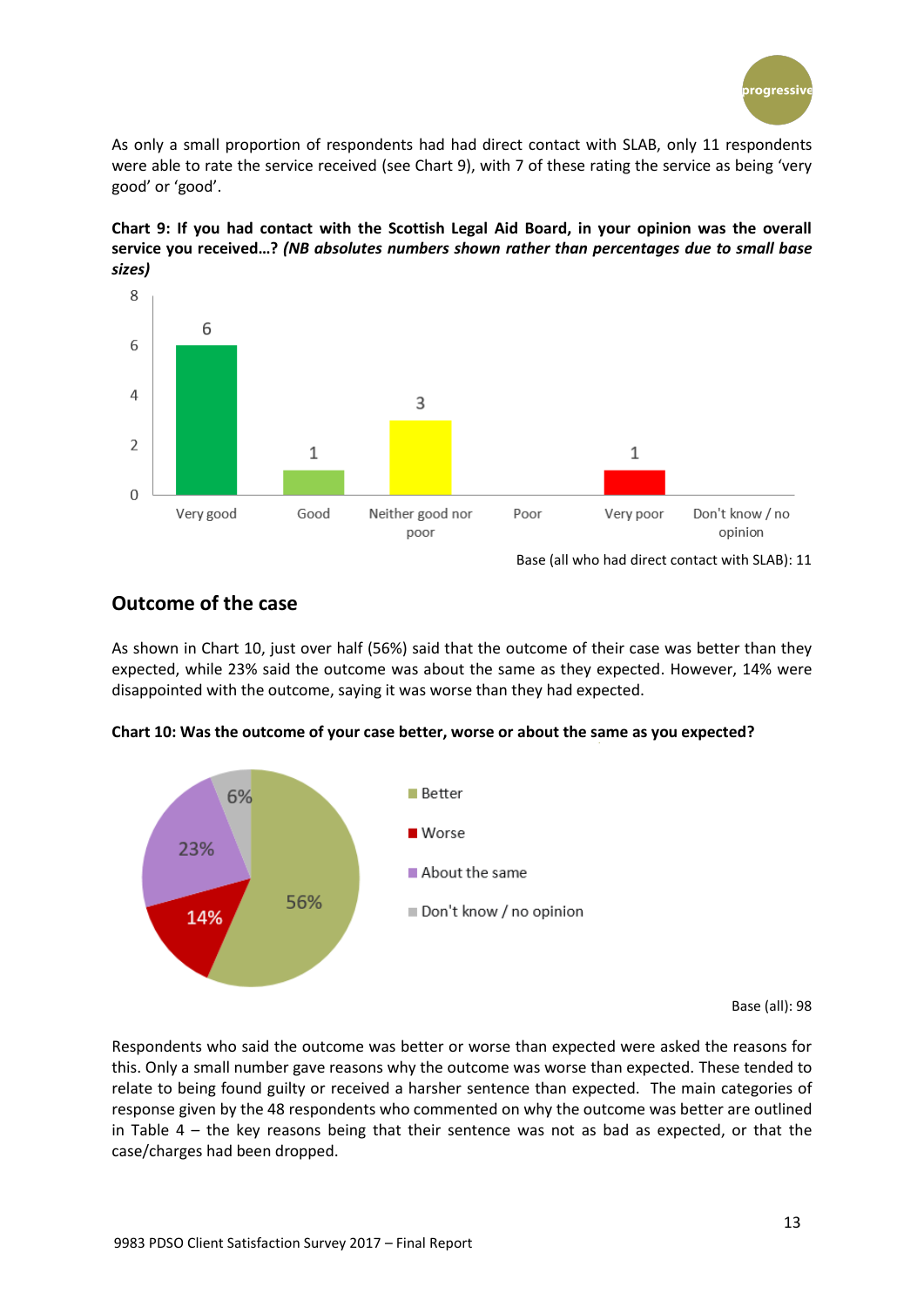As only a small proportion of respondents had had direct contact with SLAB, only 11 respondents were able to rate the service received (see Chart 9), with 7 of these rating the service as being 'very good' or 'good'.

**Chart 9: If you had contact with the Scottish Legal Aid Board, in your opinion was the overall service you received…? *(NB absolutes numbers shown rather than percentages due to small base sizes)***

| Response | Number |
| --- | --- |
| Very good | 6 |
| Good | 1 |
| Neither good nor poor | 3 |
| Poor | |
| Very poor | 1 |
| Don't know / no opinion | |

Base (all who had direct contact with SLAB): 11

## Outcome of the case

As shown in Chart 10, just over half (56%) said that the outcome of their case was better than they expected, while 23% said the outcome was about the same as they expected. However, 14% were disappointed with the outcome, saying it was worse than they had expected.

**Chart 10: Was the outcome of your case better, worse or about the same as you expected?**

| Response | % |
| --- | --- |
| Better | 56% |
| Worse | 14% |
| About the same | 23% |
| Don't know / no opinion | 6% |

Base (all): 98

Respondents who said the outcome was better or worse than expected were asked the reasons for this. Only a small number gave reasons why the outcome was worse than expected. These tended to relate to being found guilty or received a harsher sentence than expected. The main categories of response given by the 48 respondents who commented on why the outcome was better are outlined in Table 4 – the key reasons being that their sentence was not as bad as expected, or that the case/charges had been dropped.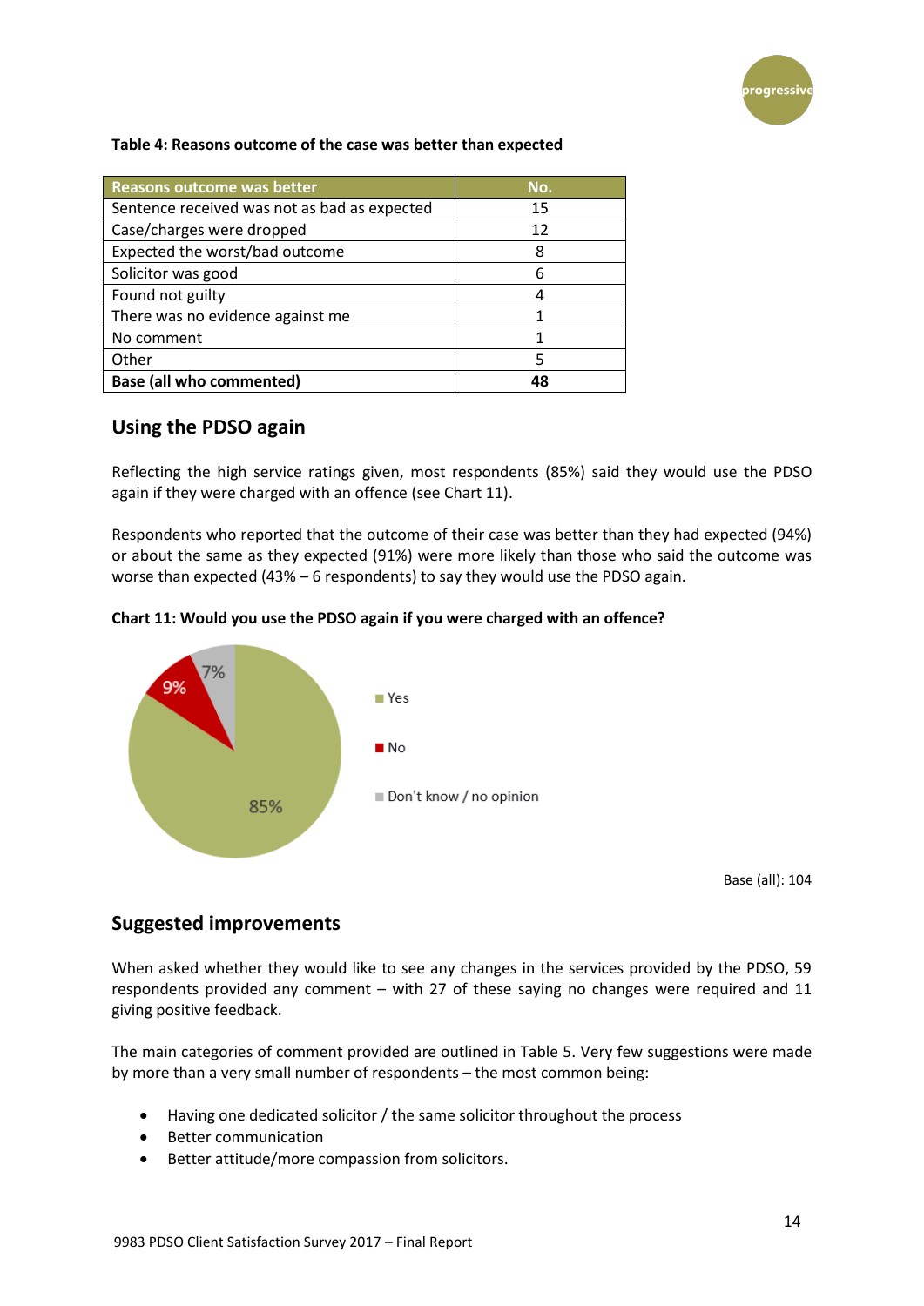**Table 4: Reasons outcome of the case was better than expected**

| Reasons outcome was better | No. |
|---|---|
| Sentence received was not as bad as expected | 15 |
| Case/charges were dropped | 12 |
| Expected the worst/bad outcome | 8 |
| Solicitor was good | 6 |
| Found not guilty | 4 |
| There was no evidence against me | 1 |
| No comment | 1 |
| Other | 5 |
| **Base (all who commented)** | **48** |

## Using the PDSO again

Reflecting the high service ratings given, most respondents (85%) said they would use the PDSO again if they were charged with an offence (see Chart 11).

Respondents who reported that the outcome of their case was better than they had expected (94%) or about the same as they expected (91%) were more likely than those who said the outcome was worse than expected (43% – 6 respondents) to say they would use the PDSO again.

**Chart 11: Would you use the PDSO again if you were charged with an offence?**

| Response | % |
|---|---|
| Yes | 85% |
| No | 9% |
| Don't know / no opinion | 7% |

Base (all): 104

## Suggested improvements

When asked whether they would like to see any changes in the services provided by the PDSO, 59 respondents provided any comment – with 27 of these saying no changes were required and 11 giving positive feedback.

The main categories of comment provided are outlined in Table 5. Very few suggestions were made by more than a very small number of respondents – the most common being:

- Having one dedicated solicitor / the same solicitor throughout the process
- Better communication
- Better attitude/more compassion from solicitors.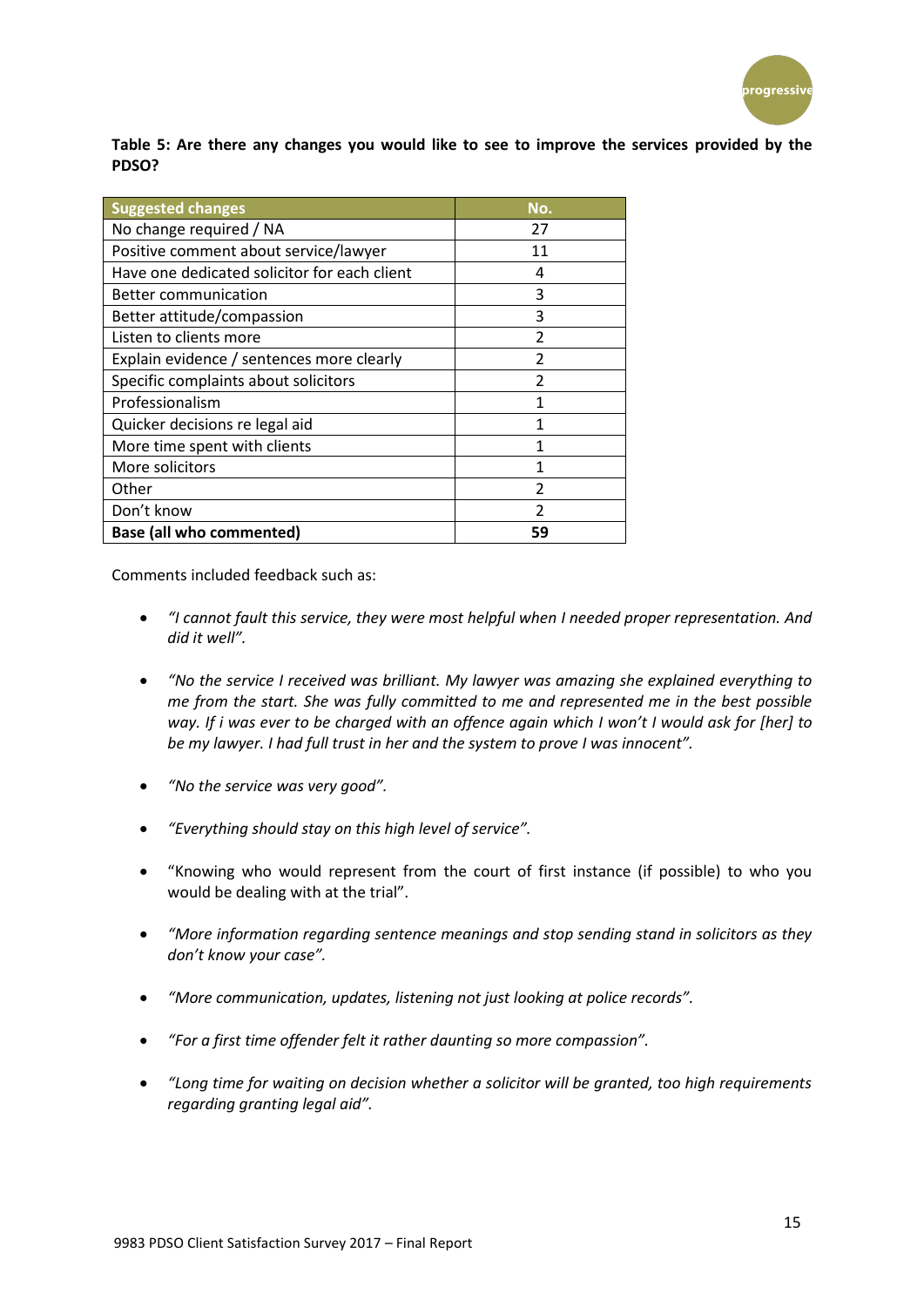**Table 5: Are there any changes you would like to see to improve the services provided by the PDSO?**

| Suggested changes | No. |
|---|---|
| No change required / NA | 27 |
| Positive comment about service/lawyer | 11 |
| Have one dedicated solicitor for each client | 4 |
| Better communication | 3 |
| Better attitude/compassion | 3 |
| Listen to clients more | 2 |
| Explain evidence / sentences more clearly | 2 |
| Specific complaints about solicitors | 2 |
| Professionalism | 1 |
| Quicker decisions re legal aid | 1 |
| More time spent with clients | 1 |
| More solicitors | 1 |
| Other | 2 |
| Don't know | 2 |
| **Base (all who commented)** | **59** |

Comments included feedback such as:

- *"I cannot fault this service, they were most helpful when I needed proper representation. And did it well".*
- *"No the service I received was brilliant. My lawyer was amazing she explained everything to me from the start. She was fully committed to me and represented me in the best possible way. If i was ever to be charged with an offence again which I won't I would ask for [her] to be my lawyer. I had full trust in her and the system to prove I was innocent".*
- *"No the service was very good".*
- *"Everything should stay on this high level of service".*
- "Knowing who would represent from the court of first instance (if possible) to who you would be dealing with at the trial".
- *"More information regarding sentence meanings and stop sending stand in solicitors as they don't know your case".*
- *"More communication, updates, listening not just looking at police records".*
- *"For a first time offender felt it rather daunting so more compassion".*
- *"Long time for waiting on decision whether a solicitor will be granted, too high requirements regarding granting legal aid".*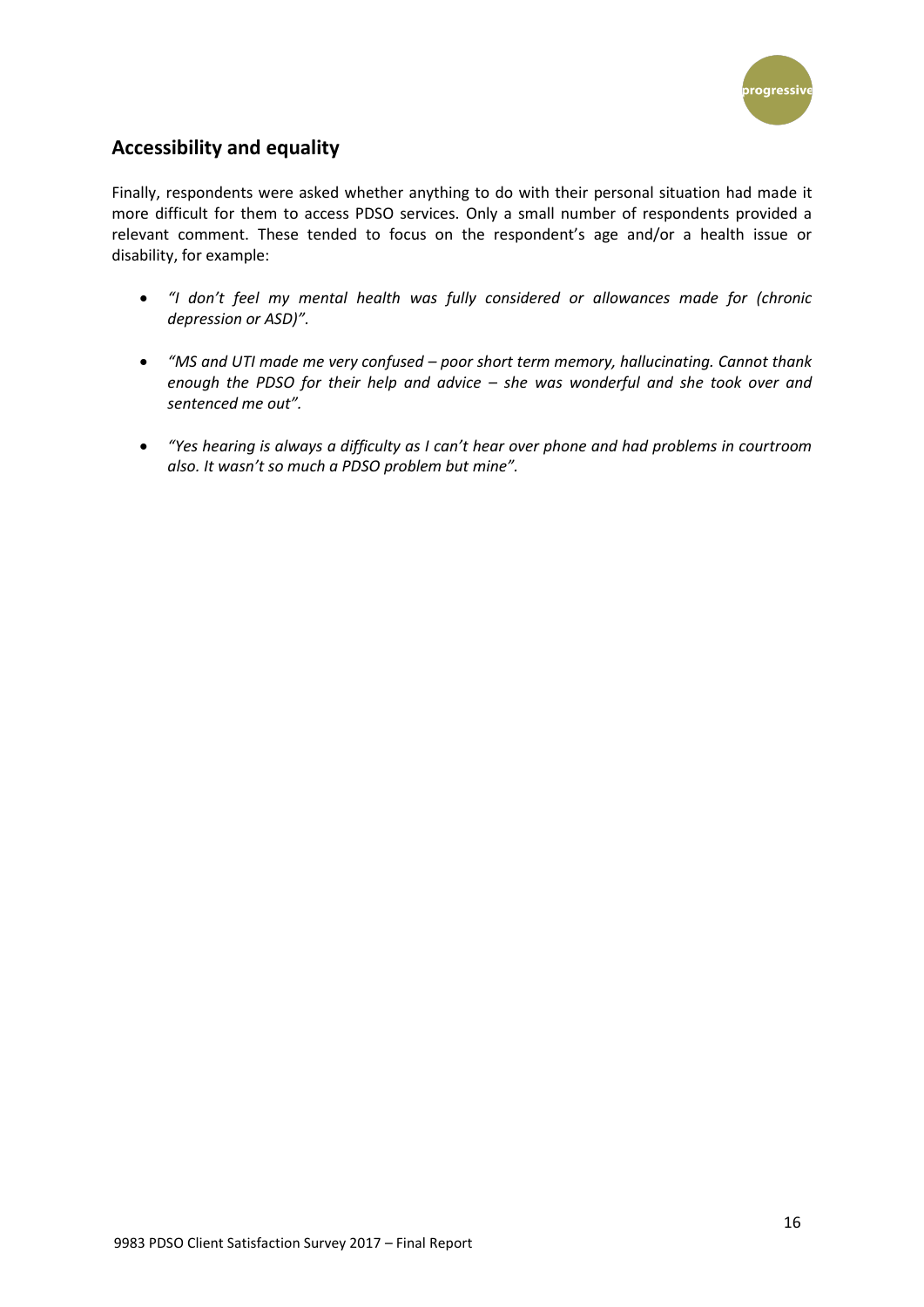## Accessibility and equality

Finally, respondents were asked whether anything to do with their personal situation had made it more difficult for them to access PDSO services. Only a small number of respondents provided a relevant comment. These tended to focus on the respondent's age and/or a health issue or disability, for example:

- *"I don't feel my mental health was fully considered or allowances made for (chronic depression or ASD)".*

- *"MS and UTI made me very confused – poor short term memory, hallucinating. Cannot thank enough the PDSO for their help and advice – she was wonderful and she took over and sentenced me out".*

- *"Yes hearing is always a difficulty as I can't hear over phone and had problems in courtroom also. It wasn't so much a PDSO problem but mine".*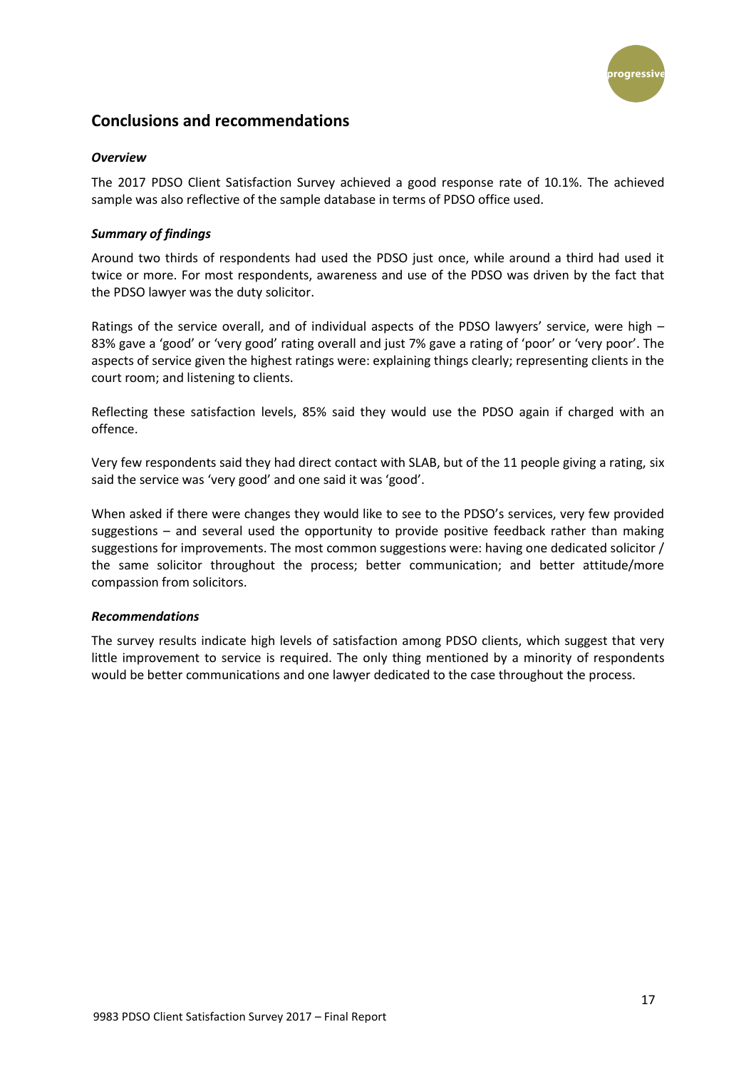## Conclusions and recommendations

### *Overview*

The 2017 PDSO Client Satisfaction Survey achieved a good response rate of 10.1%. The achieved sample was also reflective of the sample database in terms of PDSO office used.

### *Summary of findings*

Around two thirds of respondents had used the PDSO just once, while around a third had used it twice or more. For most respondents, awareness and use of the PDSO was driven by the fact that the PDSO lawyer was the duty solicitor.

Ratings of the service overall, and of individual aspects of the PDSO lawyers' service, were high – 83% gave a 'good' or 'very good' rating overall and just 7% gave a rating of 'poor' or 'very poor'. The aspects of service given the highest ratings were: explaining things clearly; representing clients in the court room; and listening to clients.

Reflecting these satisfaction levels, 85% said they would use the PDSO again if charged with an offence.

Very few respondents said they had direct contact with SLAB, but of the 11 people giving a rating, six said the service was 'very good' and one said it was 'good'.

When asked if there were changes they would like to see to the PDSO's services, very few provided suggestions – and several used the opportunity to provide positive feedback rather than making suggestions for improvements. The most common suggestions were: having one dedicated solicitor / the same solicitor throughout the process; better communication; and better attitude/more compassion from solicitors.

### *Recommendations*

The survey results indicate high levels of satisfaction among PDSO clients, which suggest that very little improvement to service is required. The only thing mentioned by a minority of respondents would be better communications and one lawyer dedicated to the case throughout the process.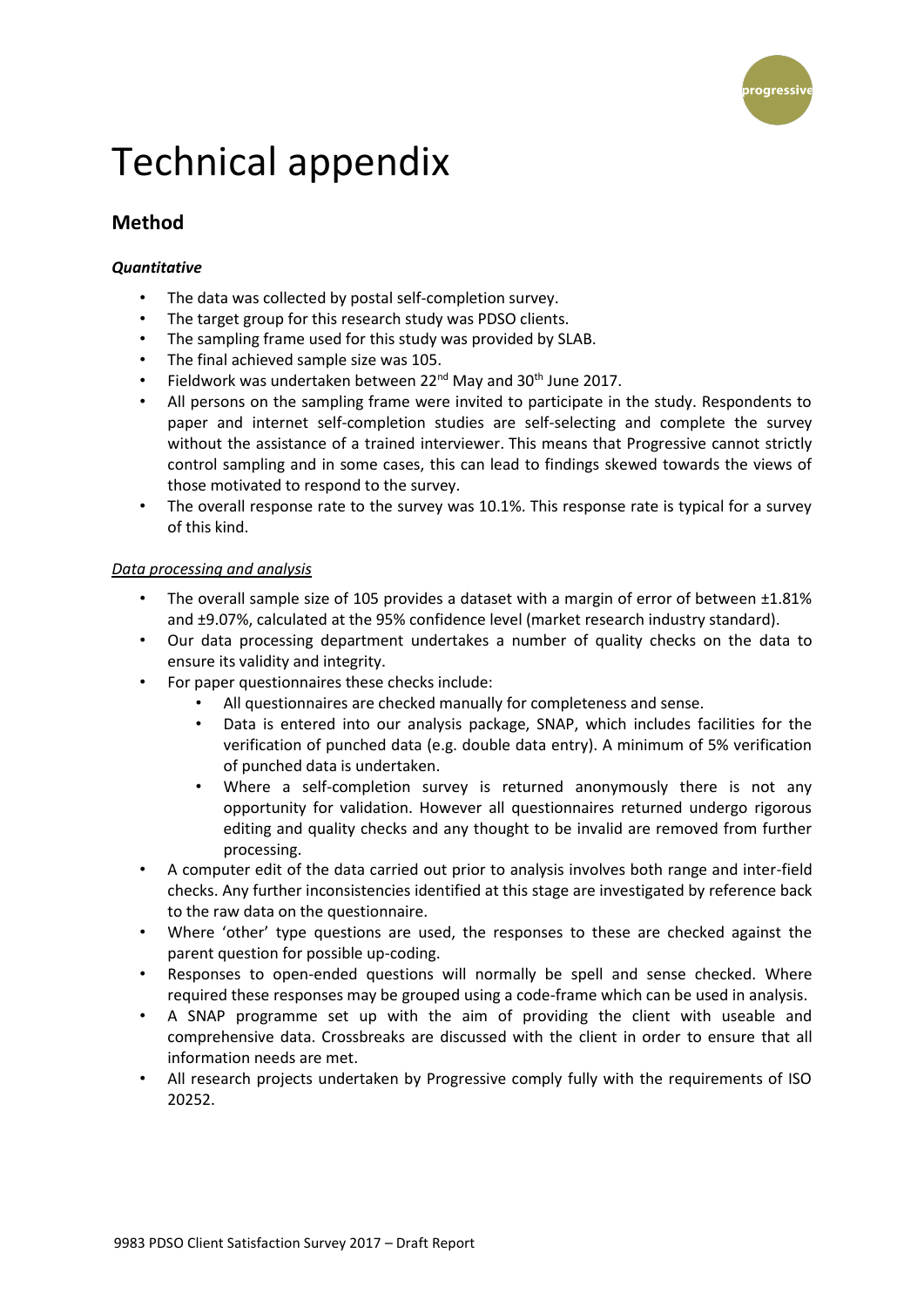# Technical appendix

## Method

### *Quantitative*

- The data was collected by postal self-completion survey.
- The target group for this research study was PDSO clients.
- The sampling frame used for this study was provided by SLAB.
- The final achieved sample size was 105.
- Fieldwork was undertaken between 22nd May and 30th June 2017.
- All persons on the sampling frame were invited to participate in the study. Respondents to paper and internet self-completion studies are self-selecting and complete the survey without the assistance of a trained interviewer. This means that Progressive cannot strictly control sampling and in some cases, this can lead to findings skewed towards the views of those motivated to respond to the survey.
- The overall response rate to the survey was 10.1%. This response rate is typical for a survey of this kind.

#### Data processing and analysis

- The overall sample size of 105 provides a dataset with a margin of error of between ±1.81% and ±9.07%, calculated at the 95% confidence level (market research industry standard).
- Our data processing department undertakes a number of quality checks on the data to ensure its validity and integrity.
- For paper questionnaires these checks include:
    - All questionnaires are checked manually for completeness and sense.
    - Data is entered into our analysis package, SNAP, which includes facilities for the verification of punched data (e.g. double data entry). A minimum of 5% verification of punched data is undertaken.
    - Where a self-completion survey is returned anonymously there is not any opportunity for validation. However all questionnaires returned undergo rigorous editing and quality checks and any thought to be invalid are removed from further processing.
- A computer edit of the data carried out prior to analysis involves both range and inter-field checks. Any further inconsistencies identified at this stage are investigated by reference back to the raw data on the questionnaire.
- Where 'other' type questions are used, the responses to these are checked against the parent question for possible up-coding.
- Responses to open-ended questions will normally be spell and sense checked. Where required these responses may be grouped using a code-frame which can be used in analysis.
- A SNAP programme set up with the aim of providing the client with useable and comprehensive data. Crossbreaks are discussed with the client in order to ensure that all information needs are met.
- All research projects undertaken by Progressive comply fully with the requirements of ISO 20252.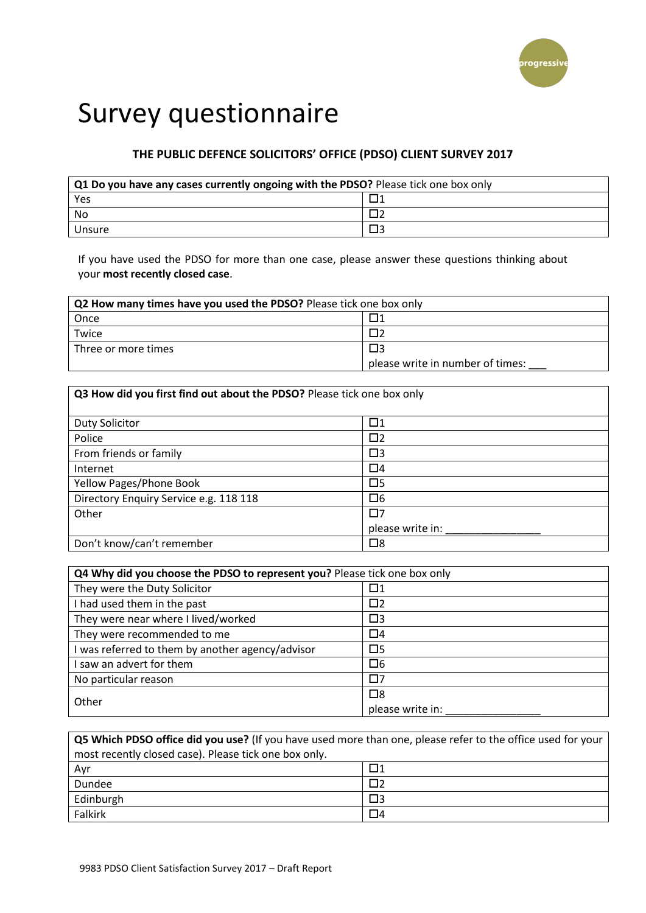# Survey questionnaire

**THE PUBLIC DEFENCE SOLICITORS' OFFICE (PDSO) CLIENT SURVEY 2017**

| **Q1 Do you have any cases currently ongoing with the PDSO?** Please tick one box only | |
|---|---|
| Yes | ☐1 |
| No | ☐2 |
| Unsure | ☐3 |

If you have used the PDSO for more than one case, please answer these questions thinking about your **most recently closed case**.

| **Q2 How many times have you used the PDSO?** Please tick one box only | |
|---|---|
| Once | ☐1 |
| Twice | ☐2 |
| Three or more times | ☐3 please write in number of times: ___ |

| **Q3 How did you first find out about the PDSO?** Please tick one box only | |
|---|---|
| Duty Solicitor | ☐1 |
| Police | ☐2 |
| From friends or family | ☐3 |
| Internet | ☐4 |
| Yellow Pages/Phone Book | ☐5 |
| Directory Enquiry Service e.g. 118 118 | ☐6 |
| Other | ☐7 please write in: _______________ |
| Don't know/can't remember | ☐8 |

| **Q4 Why did you choose the PDSO to represent you?** Please tick one box only | |
|---|---|
| They were the Duty Solicitor | ☐1 |
| I had used them in the past | ☐2 |
| They were near where I lived/worked | ☐3 |
| They were recommended to me | ☐4 |
| I was referred to them by another agency/advisor | ☐5 |
| I saw an advert for them | ☐6 |
| No particular reason | ☐7 |
| Other | ☐8 please write in: _______________ |

| **Q5 Which PDSO office did you use?** (If you have used more than one, please refer to the office used for your most recently closed case). Please tick one box only. | |
|---|---|
| Ayr | ☐1 |
| Dundee | ☐2 |
| Edinburgh | ☐3 |
| Falkirk | ☐4 |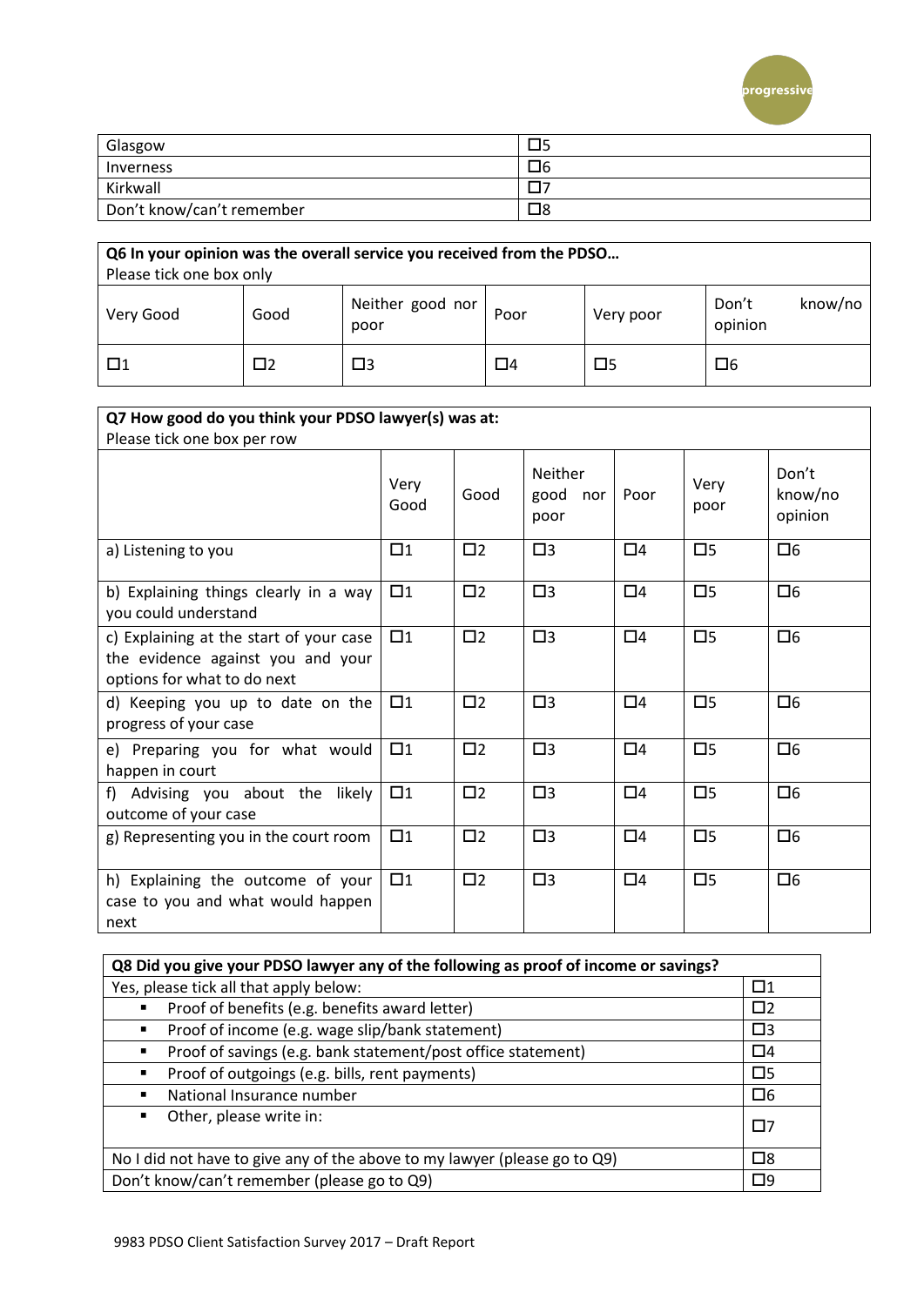| | |
|---|---|
| Glasgow | ☐5 |
| Inverness | ☐6 |
| Kirkwall | ☐7 |
| Don't know/can't remember | ☐8 |

**Q6 In your opinion was the overall service you received from the PDSO…**
Please tick one box only

| Very Good | Good | Neither good nor poor | Poor | Very poor | Don't know/no opinion |
|---|---|---|---|---|---|
| ☐1 | ☐2 | ☐3 | ☐4 | ☐5 | ☐6 |

**Q7 How good do you think your PDSO lawyer(s) was at:**
Please tick one box per row

| | Very Good | Good | Neither good nor poor | Poor | Very poor | Don't know/no opinion |
|---|---|---|---|---|---|---|
| a) Listening to you | ☐1 | ☐2 | ☐3 | ☐4 | ☐5 | ☐6 |
| b) Explaining things clearly in a way you could understand | ☐1 | ☐2 | ☐3 | ☐4 | ☐5 | ☐6 |
| c) Explaining at the start of your case the evidence against you and your options for what to do next | ☐1 | ☐2 | ☐3 | ☐4 | ☐5 | ☐6 |
| d) Keeping you up to date on the progress of your case | ☐1 | ☐2 | ☐3 | ☐4 | ☐5 | ☐6 |
| e) Preparing you for what would happen in court | ☐1 | ☐2 | ☐3 | ☐4 | ☐5 | ☐6 |
| f) Advising you about the likely outcome of your case | ☐1 | ☐2 | ☐3 | ☐4 | ☐5 | ☐6 |
| g) Representing you in the court room | ☐1 | ☐2 | ☐3 | ☐4 | ☐5 | ☐6 |
| h) Explaining the outcome of your case to you and what would happen next | ☐1 | ☐2 | ☐3 | ☐4 | ☐5 | ☐6 |

**Q8 Did you give your PDSO lawyer any of the following as proof of income or savings?**

| | |
|---|---|
| Yes, please tick all that apply below: | ☐1 |
| ▪ Proof of benefits (e.g. benefits award letter) | ☐2 |
| ▪ Proof of income (e.g. wage slip/bank statement) | ☐3 |
| ▪ Proof of savings (e.g. bank statement/post office statement) | ☐4 |
| ▪ Proof of outgoings (e.g. bills, rent payments) | ☐5 |
| ▪ National Insurance number | ☐6 |
| ▪ Other, please write in: | ☐7 |
| No I did not have to give any of the above to my lawyer (please go to Q9) | ☐8 |
| Don't know/can't remember (please go to Q9) | ☐9 |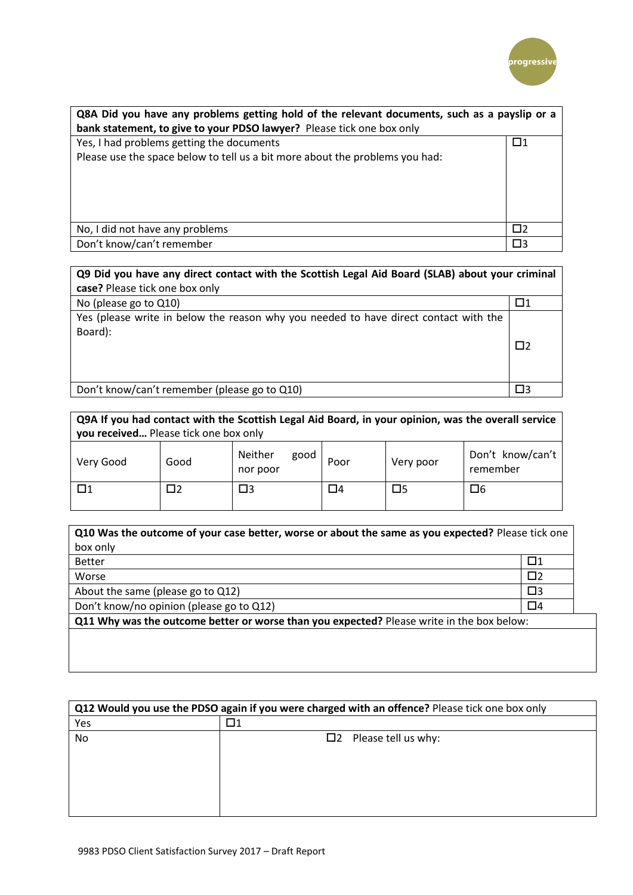| **Q8A Did you have any problems getting hold of the relevant documents, such as a payslip or a bank statement, to give to your PDSO lawyer?** Please tick one box only | |
|---|---|
| Yes, I had problems getting the documents<br>Please use the space below to tell us a bit more about the problems you had: | ☐1 |
| No, I did not have any problems | ☐2 |
| Don't know/can't remember | ☐3 |

| **Q9 Did you have any direct contact with the Scottish Legal Aid Board (SLAB) about your criminal case?** Please tick one box only | |
|---|---|
| No (please go to Q10) | ☐1 |
| Yes (please write in below the reason why you needed to have direct contact with the Board): | ☐2 |
| Don't know/can't remember (please go to Q10) | ☐3 |

**Q9A If you had contact with the Scottish Legal Aid Board, in your opinion, was the overall service you received…** Please tick one box only

| Very Good | Good | Neither good nor poor | Poor | Very poor | Don't know/can't remember |
|---|---|---|---|---|---|
| ☐1 | ☐2 | ☐3 | ☐4 | ☐5 | ☐6 |

| **Q10 Was the outcome of your case better, worse or about the same as you expected?** Please tick one box only | |
|---|---|
| Better | ☐1 |
| Worse | ☐2 |
| About the same (please go to Q12) | ☐3 |
| Don't know/no opinion (please go to Q12) | ☐4 |

**Q11 Why was the outcome better or worse than you expected?** Please write in the box below:

| **Q12 Would you use the PDSO again if you were charged with an offence?** Please tick one box only | |
|---|---|
| Yes | ☐1 |
| No | ☐2 Please tell us why: |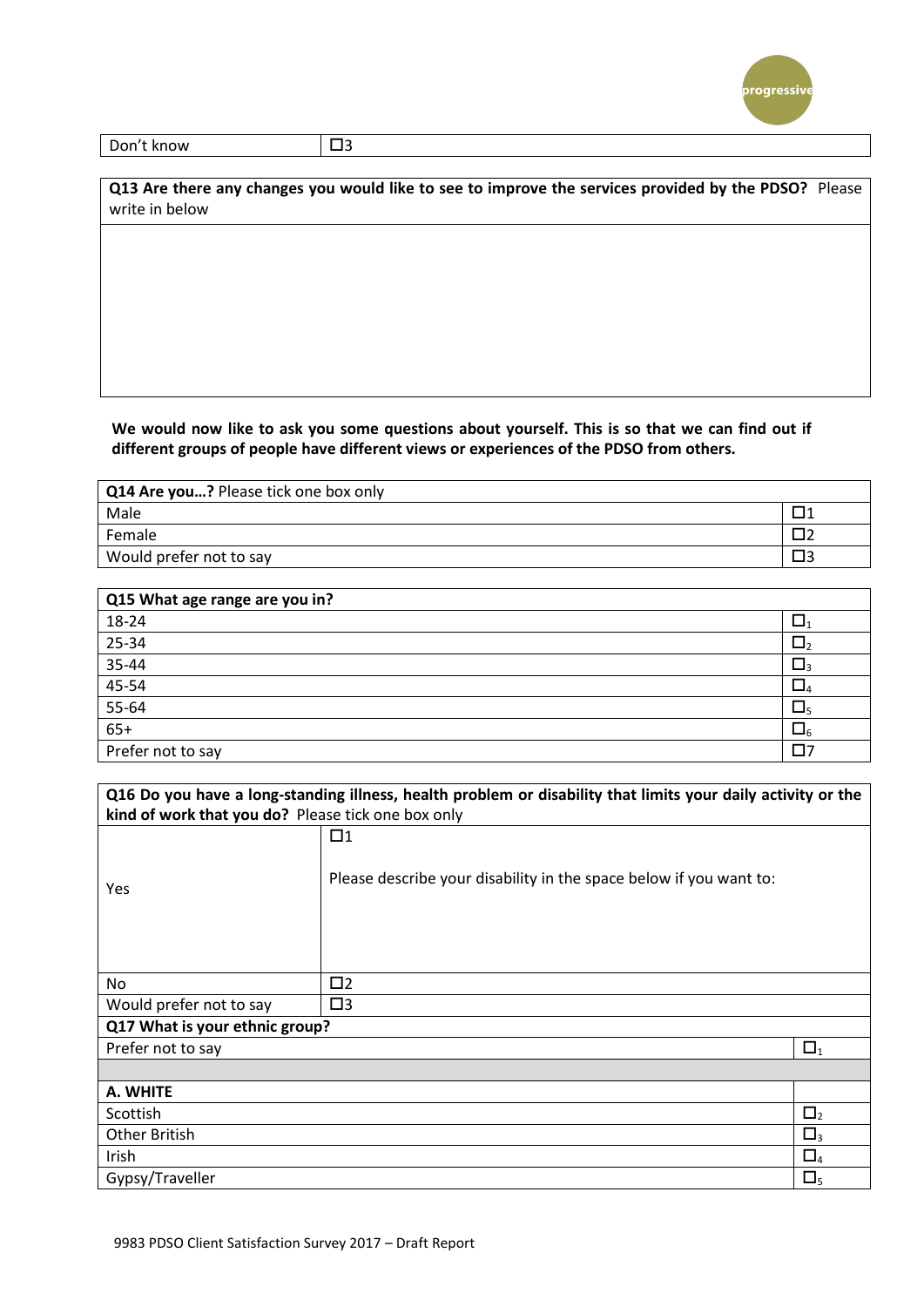| Don't know | ☐3 |
|---|---|

| **Q13 Are there any changes you would like to see to improve the services provided by the PDSO?** Please write in below |
|---|
| |

**We would now like to ask you some questions about yourself. This is so that we can find out if different groups of people have different views or experiences of the PDSO from others.**

| **Q14 Are you…?** Please tick one box only | |
|---|---|
| Male | ☐1 |
| Female | ☐2 |
| Would prefer not to say | ☐3 |

| **Q15 What age range are you in?** | |
|---|---|
| 18-24 | ☐1 |
| 25-34 | ☐2 |
| 35-44 | ☐3 |
| 45-54 | ☐4 |
| 55-64 | ☐5 |
| 65+ | ☐6 |
| Prefer not to say | ☐7 |

| **Q16 Do you have a long-standing illness, health problem or disability that limits your daily activity or the kind of work that you do?** Please tick one box only | |
|---|---|
| Yes | ☐1<br><br>Please describe your disability in the space below if you want to: |
| No | ☐2 |
| Would prefer not to say | ☐3 |

| **Q17 What is your ethnic group?** | |
|---|---|
| Prefer not to say | ☐1 |
| | |
| **A. WHITE** | |
| Scottish | ☐2 |
| Other British | ☐3 |
| Irish | ☐4 |
| Gypsy/Traveller | ☐5 |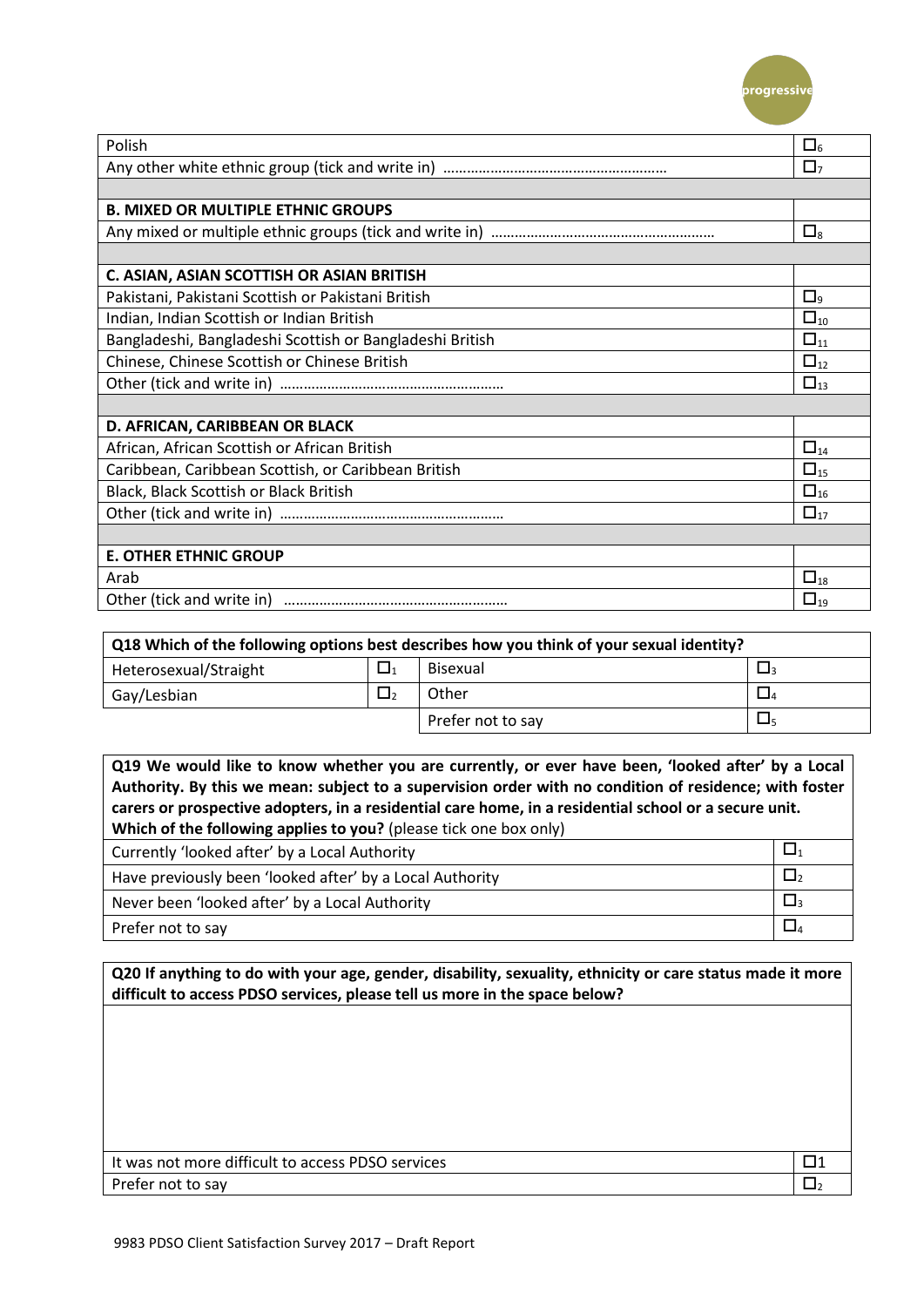| | |
|---|---|
| Polish | ☐6 |
| Any other white ethnic group (tick and write in) ……………………………………………….. | ☐7 |
| | |
| **B. MIXED OR MULTIPLE ETHNIC GROUPS** | |
| Any mixed or multiple ethnic groups (tick and write in) ……………………………………………….. | ☐8 |
| | |
| **C. ASIAN, ASIAN SCOTTISH OR ASIAN BRITISH** | |
| Pakistani, Pakistani Scottish or Pakistani British | ☐9 |
| Indian, Indian Scottish or Indian British | ☐10 |
| Bangladeshi, Bangladeshi Scottish or Bangladeshi British | ☐11 |
| Chinese, Chinese Scottish or Chinese British | ☐12 |
| Other (tick and write in) ……………………………………………….. | ☐13 |
| | |
| **D. AFRICAN, CARIBBEAN OR BLACK** | |
| African, African Scottish or African British | ☐14 |
| Caribbean, Caribbean Scottish, or Caribbean British | ☐15 |
| Black, Black Scottish or Black British | ☐16 |
| Other (tick and write in) ……………………………………………….. | ☐17 |
| | |
| **E. OTHER ETHNIC GROUP** | |
| Arab | ☐18 |
| Other (tick and write in) ……………………………………………….. | ☐19 |

| **Q18 Which of the following options best describes how you think of your sexual identity?** | | | |
|---|---|---|---|
| Heterosexual/Straight | ☐1 | Bisexual | ☐3 |
| Gay/Lesbian | ☐2 | Other | ☐4 |
| | | Prefer not to say | ☐5 |

| **Q19 We would like to know whether you are currently, or ever have been, 'looked after' by a Local Authority. By this we mean: subject to a supervision order with no condition of residence; with foster carers or prospective adopters, in a residential care home, in a residential school or a secure unit. Which of the following applies to you?** (please tick one box only) | |
|---|---|
| Currently 'looked after' by a Local Authority | ☐1 |
| Have previously been 'looked after' by a Local Authority | ☐2 |
| Never been 'looked after' by a Local Authority | ☐3 |
| Prefer not to say | ☐4 |

| **Q20 If anything to do with your age, gender, disability, sexuality, ethnicity or care status made it more difficult to access PDSO services, please tell us more in the space below?** | |
|---|---|
| | |
| It was not more difficult to access PDSO services | ☐1 |
| Prefer not to say | ☐2 |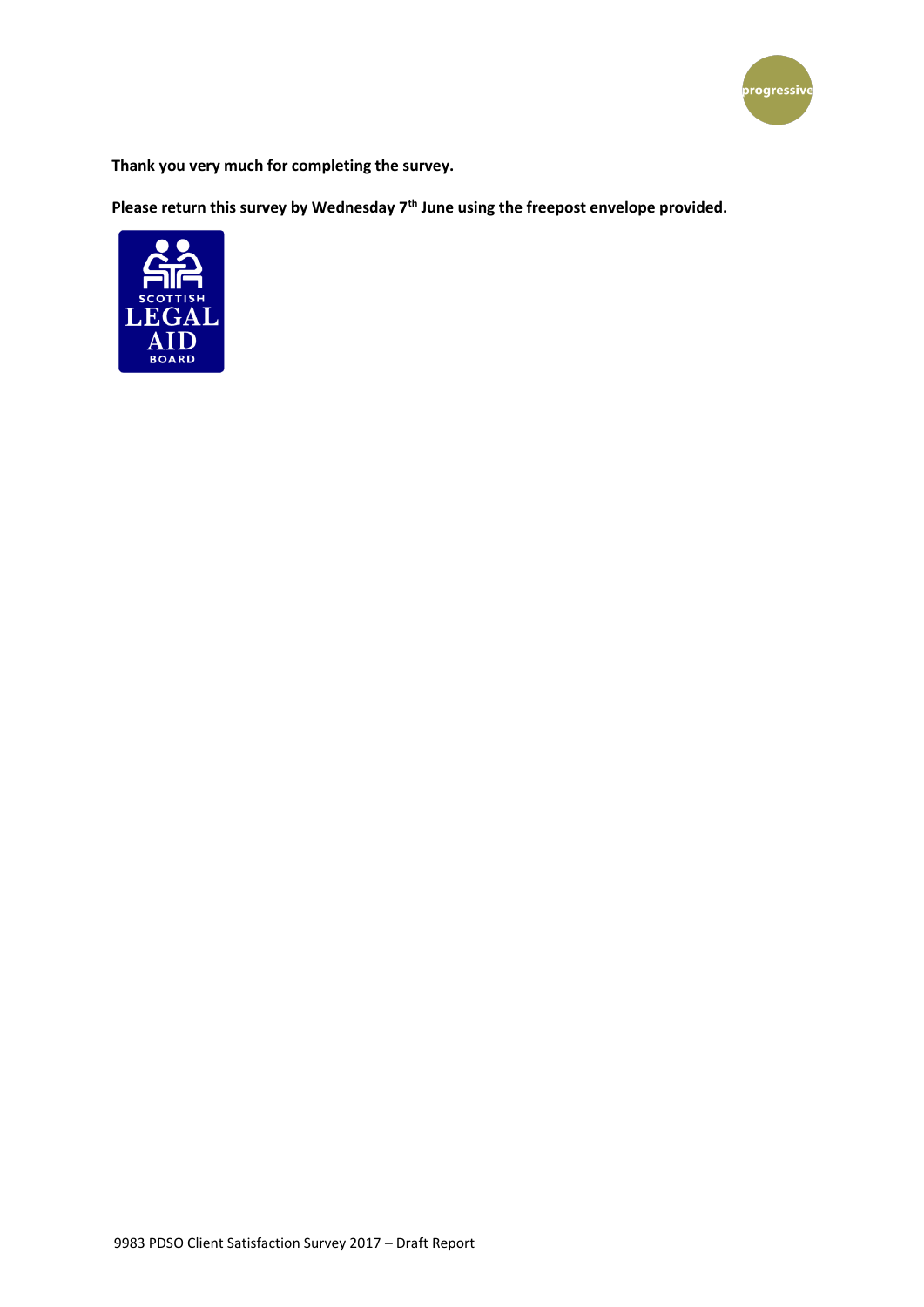**Thank you very much for completing the survey.**

**Please return this survey by Wednesday 7th June using the freepost envelope provided.**